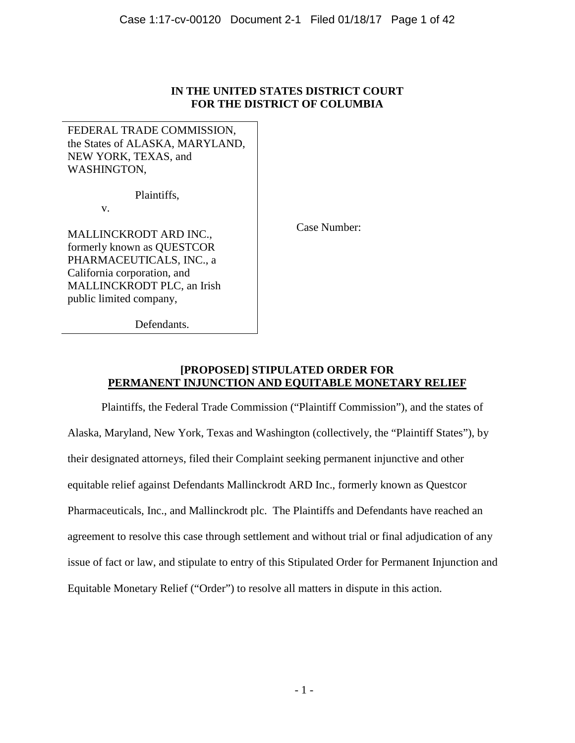**IN THE UNITED STATES DISTRICT COURT**
**FOR THE DISTRICT OF COLUMBIA**

FEDERAL TRADE COMMISSION, the States of ALASKA, MARYLAND, NEW YORK, TEXAS, and WASHINGTON,

Plaintiffs,

v.

MALLINCKRODT ARD INC., formerly known as QUESTCOR PHARMACEUTICALS, INC., a California corporation, and MALLINCKRODT PLC, an Irish public limited company,

Defendants.

Case Number:

**[PROPOSED] STIPULATED ORDER FOR**
**PERMANENT INJUNCTION AND EQUITABLE MONETARY RELIEF**

Plaintiffs, the Federal Trade Commission ("Plaintiff Commission"), and the states of Alaska, Maryland, New York, Texas and Washington (collectively, the "Plaintiff States"), by their designated attorneys, filed their Complaint seeking permanent injunctive and other equitable relief against Defendants Mallinckrodt ARD Inc., formerly known as Questcor Pharmaceuticals, Inc., and Mallinckrodt plc. The Plaintiffs and Defendants have reached an agreement to resolve this case through settlement and without trial or final adjudication of any issue of fact or law, and stipulate to entry of this Stipulated Order for Permanent Injunction and Equitable Monetary Relief ("Order") to resolve all matters in dispute in this action.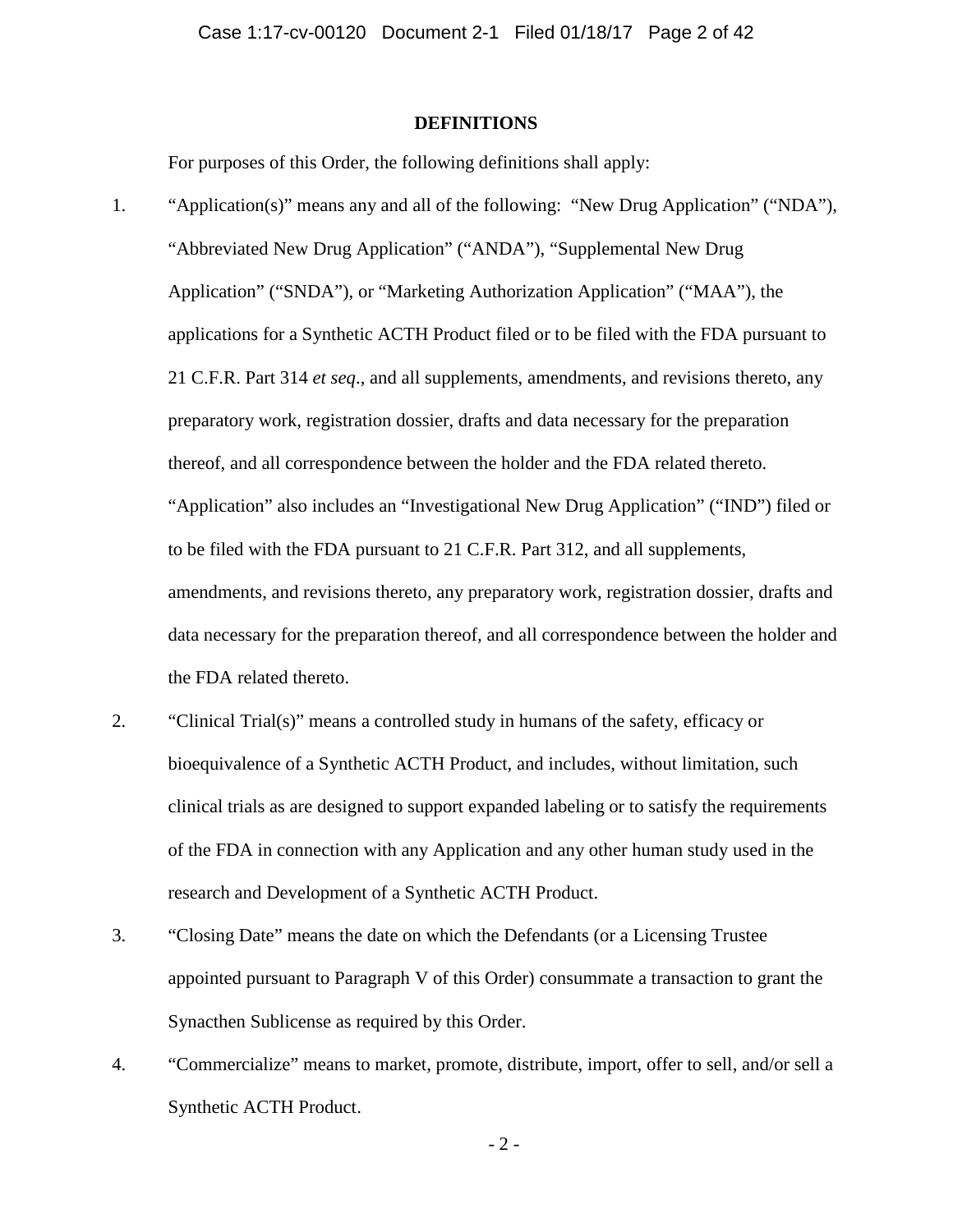## DEFINITIONS

For purposes of this Order, the following definitions shall apply:

1. "Application(s)" means any and all of the following: "New Drug Application" ("NDA"), "Abbreviated New Drug Application" ("ANDA"), "Supplemental New Drug Application" ("SNDA"), or "Marketing Authorization Application" ("MAA"), the applications for a Synthetic ACTH Product filed or to be filed with the FDA pursuant to 21 C.F.R. Part 314 *et seq*., and all supplements, amendments, and revisions thereto, any preparatory work, registration dossier, drafts and data necessary for the preparation thereof, and all correspondence between the holder and the FDA related thereto. "Application" also includes an "Investigational New Drug Application" ("IND") filed or to be filed with the FDA pursuant to 21 C.F.R. Part 312, and all supplements, amendments, and revisions thereto, any preparatory work, registration dossier, drafts and data necessary for the preparation thereof, and all correspondence between the holder and the FDA related thereto.

2. "Clinical Trial(s)" means a controlled study in humans of the safety, efficacy or bioequivalence of a Synthetic ACTH Product, and includes, without limitation, such clinical trials as are designed to support expanded labeling or to satisfy the requirements of the FDA in connection with any Application and any other human study used in the research and Development of a Synthetic ACTH Product.

3. "Closing Date" means the date on which the Defendants (or a Licensing Trustee appointed pursuant to Paragraph V of this Order) consummate a transaction to grant the Synacthen Sublicense as required by this Order.

4. "Commercialize" means to market, promote, distribute, import, offer to sell, and/or sell a Synthetic ACTH Product.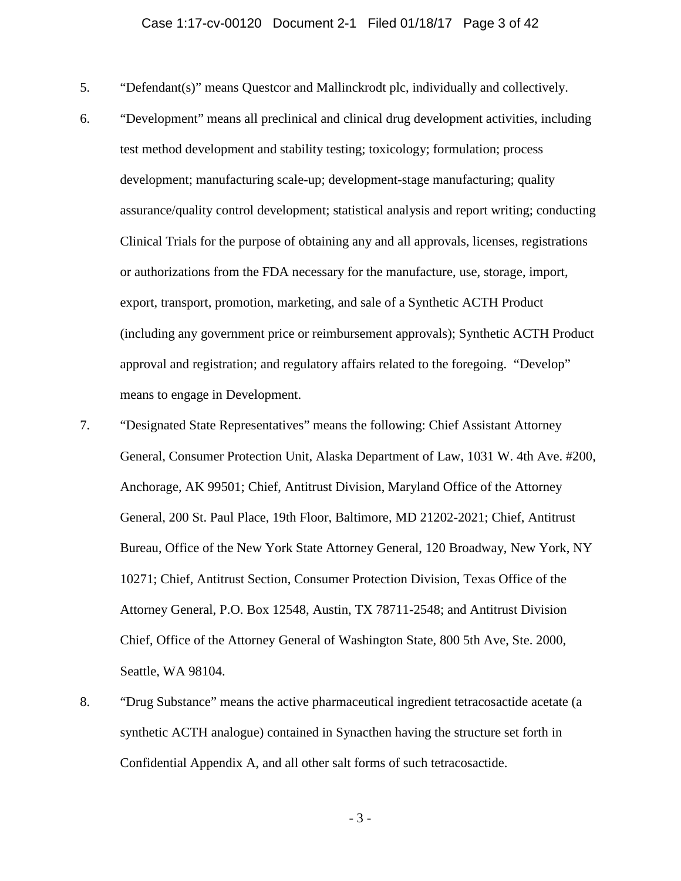5. "Defendant(s)" means Questcor and Mallinckrodt plc, individually and collectively.

6. "Development" means all preclinical and clinical drug development activities, including test method development and stability testing; toxicology; formulation; process development; manufacturing scale-up; development-stage manufacturing; quality assurance/quality control development; statistical analysis and report writing; conducting Clinical Trials for the purpose of obtaining any and all approvals, licenses, registrations or authorizations from the FDA necessary for the manufacture, use, storage, import, export, transport, promotion, marketing, and sale of a Synthetic ACTH Product (including any government price or reimbursement approvals); Synthetic ACTH Product approval and registration; and regulatory affairs related to the foregoing. "Develop" means to engage in Development.

7. "Designated State Representatives" means the following: Chief Assistant Attorney General, Consumer Protection Unit, Alaska Department of Law, 1031 W. 4th Ave. #200, Anchorage, AK 99501; Chief, Antitrust Division, Maryland Office of the Attorney General, 200 St. Paul Place, 19th Floor, Baltimore, MD 21202-2021; Chief, Antitrust Bureau, Office of the New York State Attorney General, 120 Broadway, New York, NY 10271; Chief, Antitrust Section, Consumer Protection Division, Texas Office of the Attorney General, P.O. Box 12548, Austin, TX 78711-2548; and Antitrust Division Chief, Office of the Attorney General of Washington State, 800 5th Ave, Ste. 2000, Seattle, WA 98104.

8. "Drug Substance" means the active pharmaceutical ingredient tetracosactide acetate (a synthetic ACTH analogue) contained in Synacthen having the structure set forth in Confidential Appendix A, and all other salt forms of such tetracosactide.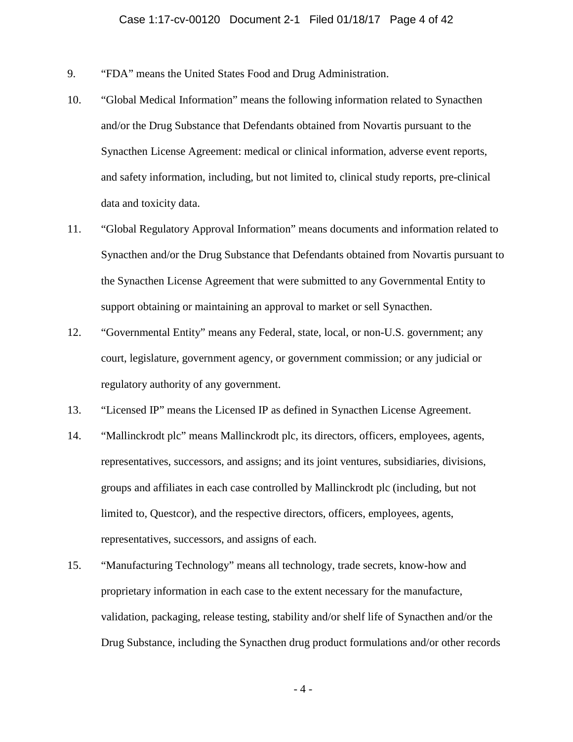9. “FDA” means the United States Food and Drug Administration.

10. “Global Medical Information” means the following information related to Synacthen and/or the Drug Substance that Defendants obtained from Novartis pursuant to the Synacthen License Agreement: medical or clinical information, adverse event reports, and safety information, including, but not limited to, clinical study reports, pre-clinical data and toxicity data.

11. “Global Regulatory Approval Information” means documents and information related to Synacthen and/or the Drug Substance that Defendants obtained from Novartis pursuant to the Synacthen License Agreement that were submitted to any Governmental Entity to support obtaining or maintaining an approval to market or sell Synacthen.

12. “Governmental Entity” means any Federal, state, local, or non-U.S. government; any court, legislature, government agency, or government commission; or any judicial or regulatory authority of any government.

13. “Licensed IP” means the Licensed IP as defined in Synacthen License Agreement.

14. “Mallinckrodt plc” means Mallinckrodt plc, its directors, officers, employees, agents, representatives, successors, and assigns; and its joint ventures, subsidiaries, divisions, groups and affiliates in each case controlled by Mallinckrodt plc (including, but not limited to, Questcor), and the respective directors, officers, employees, agents, representatives, successors, and assigns of each.

15. “Manufacturing Technology” means all technology, trade secrets, know-how and proprietary information in each case to the extent necessary for the manufacture, validation, packaging, release testing, stability and/or shelf life of Synacthen and/or the Drug Substance, including the Synacthen drug product formulations and/or other records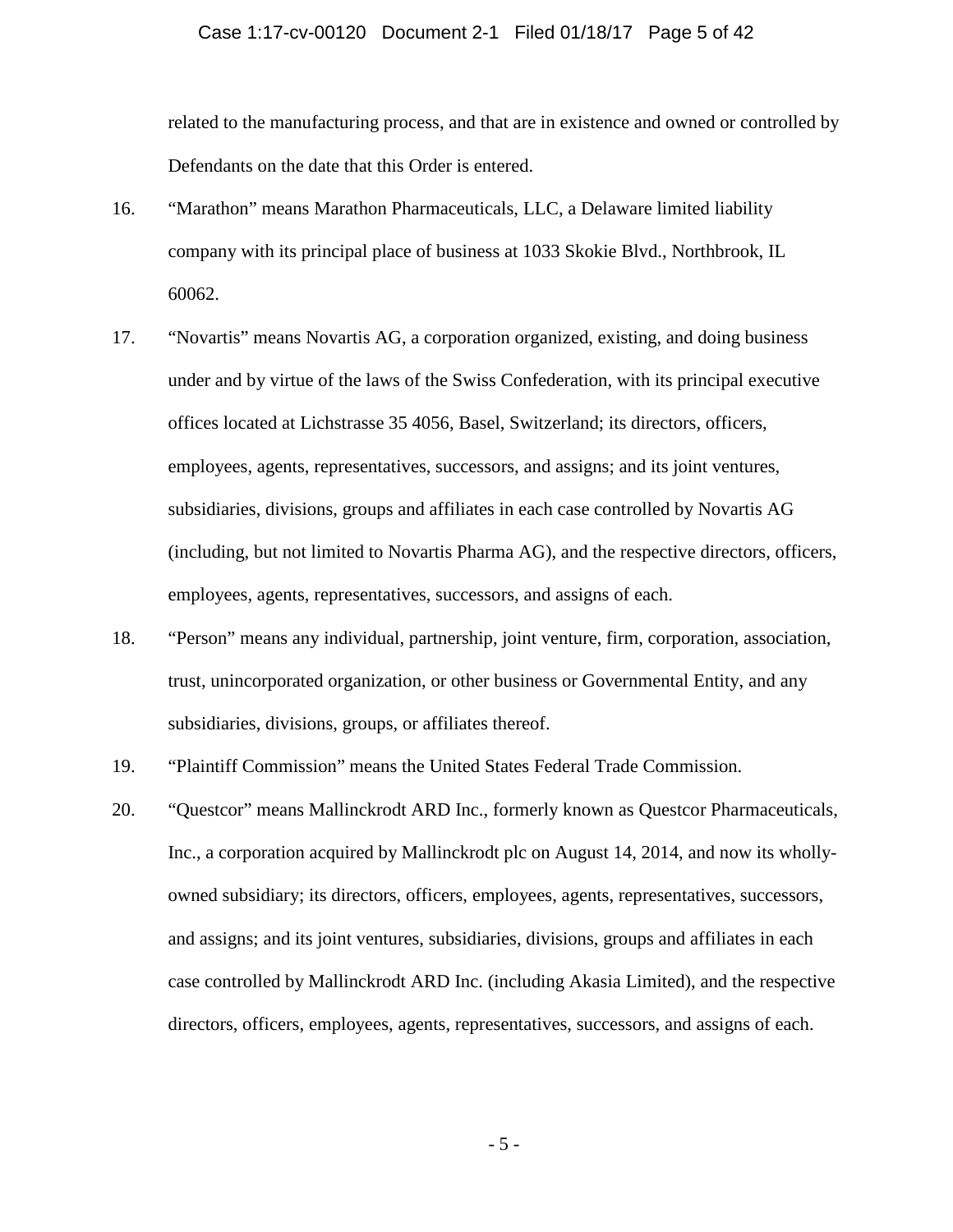related to the manufacturing process, and that are in existence and owned or controlled by Defendants on the date that this Order is entered.

16. "Marathon" means Marathon Pharmaceuticals, LLC, a Delaware limited liability company with its principal place of business at 1033 Skokie Blvd., Northbrook, IL 60062.

17. "Novartis" means Novartis AG, a corporation organized, existing, and doing business under and by virtue of the laws of the Swiss Confederation, with its principal executive offices located at Lichstrasse 35 4056, Basel, Switzerland; its directors, officers, employees, agents, representatives, successors, and assigns; and its joint ventures, subsidiaries, divisions, groups and affiliates in each case controlled by Novartis AG (including, but not limited to Novartis Pharma AG), and the respective directors, officers, employees, agents, representatives, successors, and assigns of each.

18. "Person" means any individual, partnership, joint venture, firm, corporation, association, trust, unincorporated organization, or other business or Governmental Entity, and any subsidiaries, divisions, groups, or affiliates thereof.

19. "Plaintiff Commission" means the United States Federal Trade Commission.

20. "Questcor" means Mallinckrodt ARD Inc., formerly known as Questcor Pharmaceuticals, Inc., a corporation acquired by Mallinckrodt plc on August 14, 2014, and now its wholly-owned subsidiary; its directors, officers, employees, agents, representatives, successors, and assigns; and its joint ventures, subsidiaries, divisions, groups and affiliates in each case controlled by Mallinckrodt ARD Inc. (including Akasia Limited), and the respective directors, officers, employees, agents, representatives, successors, and assigns of each.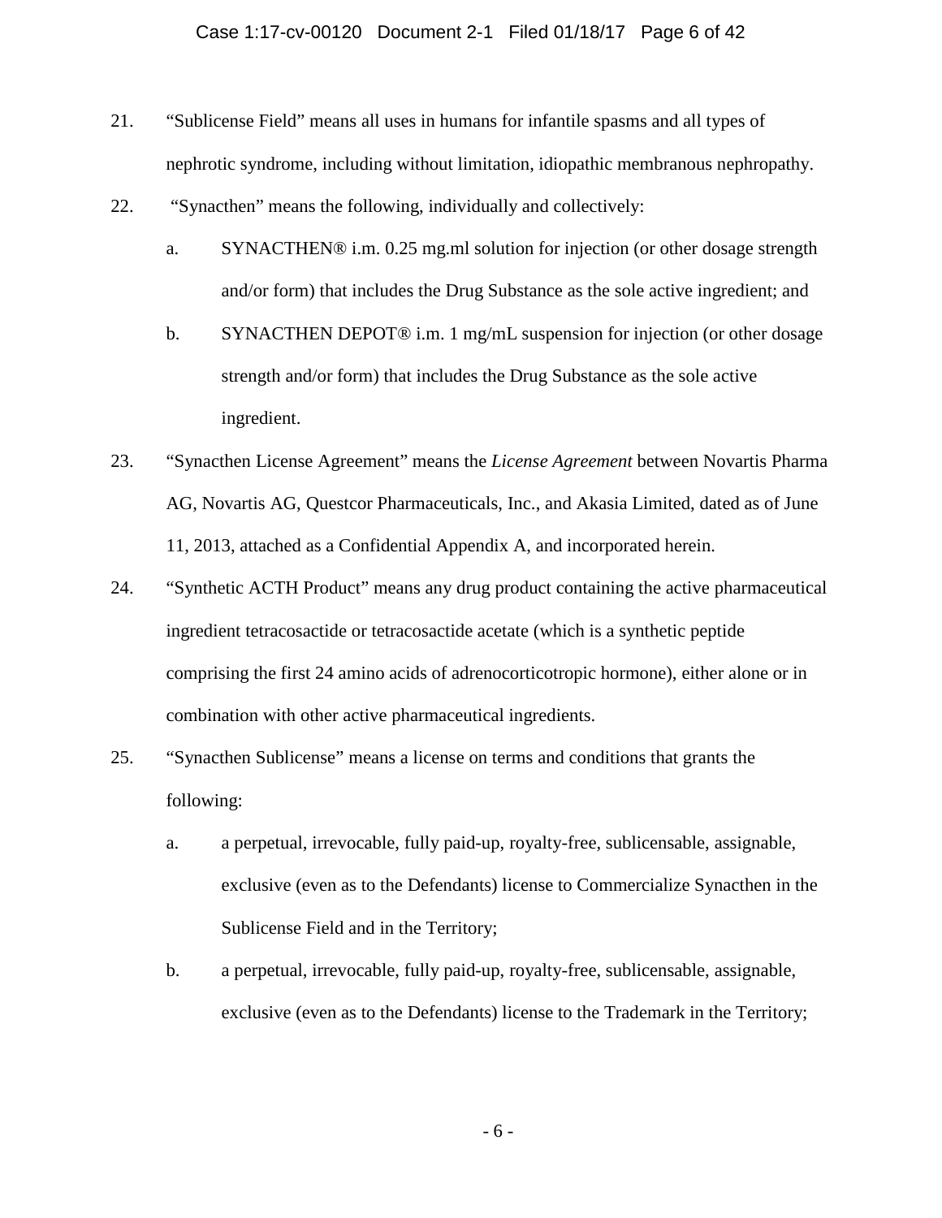21. "Sublicense Field" means all uses in humans for infantile spasms and all types of nephrotic syndrome, including without limitation, idiopathic membranous nephropathy.

22. "Synacthen" means the following, individually and collectively:

    a. SYNACTHEN® i.m. 0.25 mg.ml solution for injection (or other dosage strength and/or form) that includes the Drug Substance as the sole active ingredient; and

    b. SYNACTHEN DEPOT® i.m. 1 mg/mL suspension for injection (or other dosage strength and/or form) that includes the Drug Substance as the sole active ingredient.

23. "Synacthen License Agreement" means the *License Agreement* between Novartis Pharma AG, Novartis AG, Questcor Pharmaceuticals, Inc., and Akasia Limited, dated as of June 11, 2013, attached as a Confidential Appendix A, and incorporated herein.

24. "Synthetic ACTH Product" means any drug product containing the active pharmaceutical ingredient tetracosactide or tetracosactide acetate (which is a synthetic peptide comprising the first 24 amino acids of adrenocorticotropic hormone), either alone or in combination with other active pharmaceutical ingredients.

25. "Synacthen Sublicense" means a license on terms and conditions that grants the following:

    a. a perpetual, irrevocable, fully paid-up, royalty-free, sublicensable, assignable, exclusive (even as to the Defendants) license to Commercialize Synacthen in the Sublicense Field and in the Territory;

    b. a perpetual, irrevocable, fully paid-up, royalty-free, sublicensable, assignable, exclusive (even as to the Defendants) license to the Trademark in the Territory;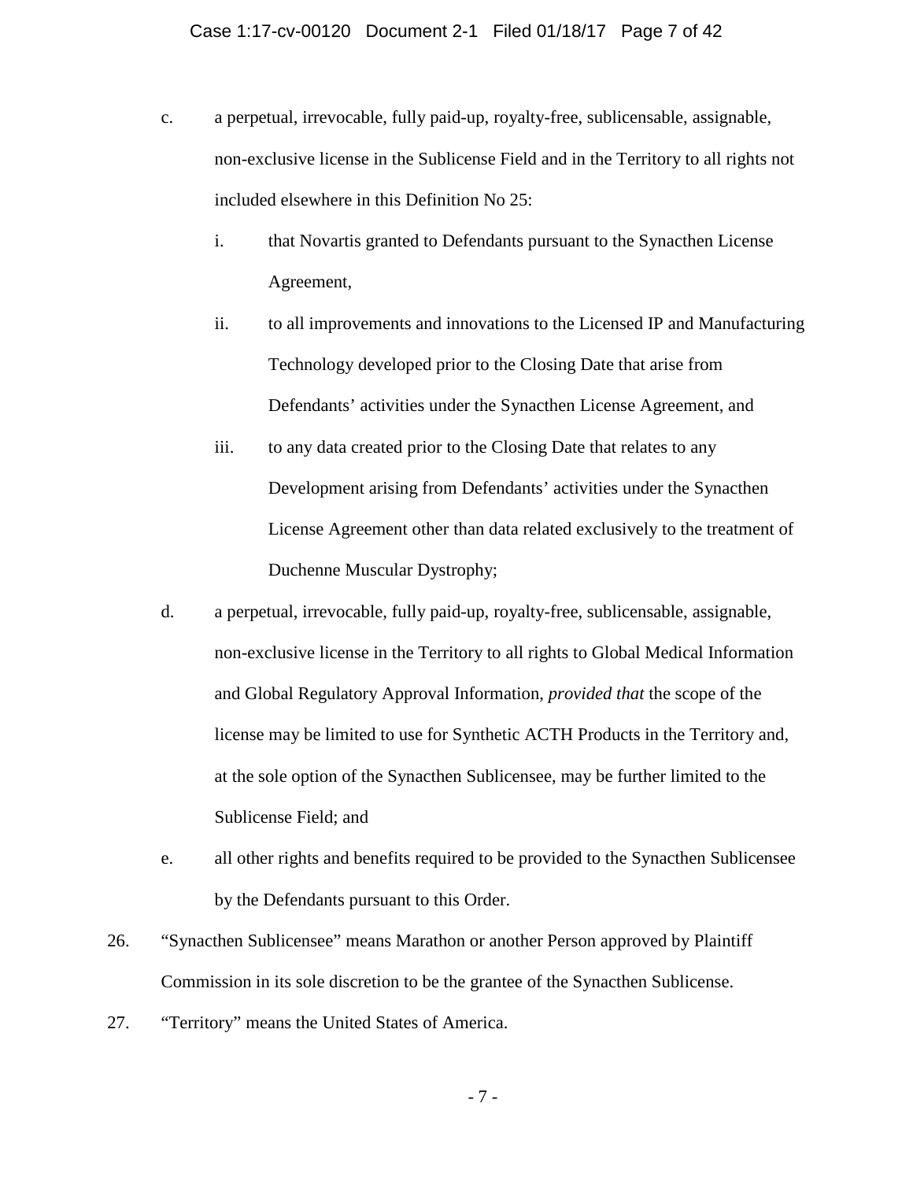c. a perpetual, irrevocable, fully paid-up, royalty-free, sublicensable, assignable, non-exclusive license in the Sublicense Field and in the Territory to all rights not included elsewhere in this Definition No 25:

   i. that Novartis granted to Defendants pursuant to the Synacthen License Agreement,

   ii. to all improvements and innovations to the Licensed IP and Manufacturing Technology developed prior to the Closing Date that arise from Defendants' activities under the Synacthen License Agreement, and

   iii. to any data created prior to the Closing Date that relates to any Development arising from Defendants' activities under the Synacthen License Agreement other than data related exclusively to the treatment of Duchenne Muscular Dystrophy;

d. a perpetual, irrevocable, fully paid-up, royalty-free, sublicensable, assignable, non-exclusive license in the Territory to all rights to Global Medical Information and Global Regulatory Approval Information, *provided that* the scope of the license may be limited to use for Synthetic ACTH Products in the Territory and, at the sole option of the Synacthen Sublicensee, may be further limited to the Sublicense Field; and

e. all other rights and benefits required to be provided to the Synacthen Sublicensee by the Defendants pursuant to this Order.

26. "Synacthen Sublicensee" means Marathon or another Person approved by Plaintiff Commission in its sole discretion to be the grantee of the Synacthen Sublicense.

27. "Territory" means the United States of America.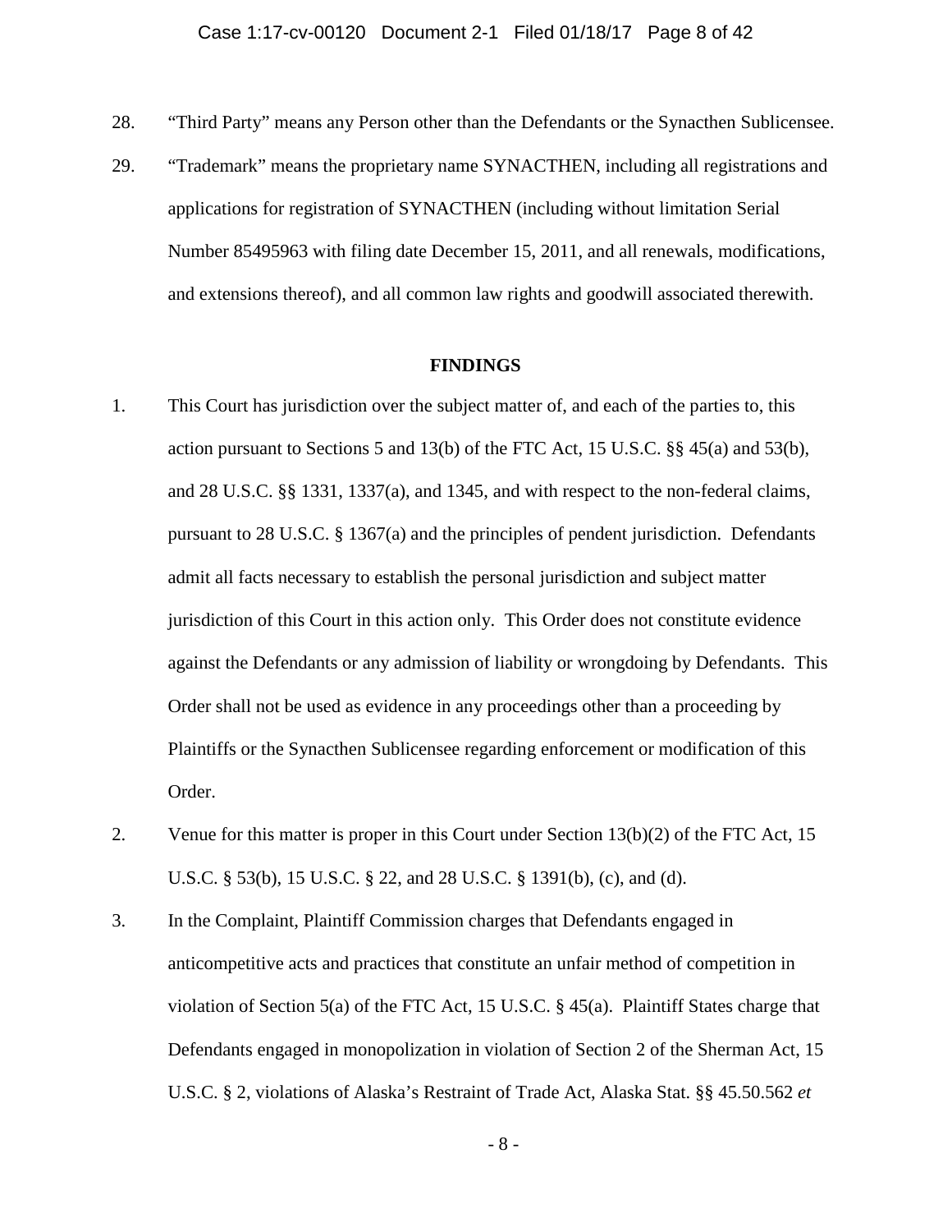28. "Third Party" means any Person other than the Defendants or the Synacthen Sublicensee.

29. "Trademark" means the proprietary name SYNACTHEN, including all registrations and applications for registration of SYNACTHEN (including without limitation Serial Number 85495963 with filing date December 15, 2011, and all renewals, modifications, and extensions thereof), and all common law rights and goodwill associated therewith.

## FINDINGS

1. This Court has jurisdiction over the subject matter of, and each of the parties to, this action pursuant to Sections 5 and 13(b) of the FTC Act, 15 U.S.C. §§ 45(a) and 53(b), and 28 U.S.C. §§ 1331, 1337(a), and 1345, and with respect to the non-federal claims, pursuant to 28 U.S.C. § 1367(a) and the principles of pendent jurisdiction. Defendants admit all facts necessary to establish the personal jurisdiction and subject matter jurisdiction of this Court in this action only. This Order does not constitute evidence against the Defendants or any admission of liability or wrongdoing by Defendants. This Order shall not be used as evidence in any proceedings other than a proceeding by Plaintiffs or the Synacthen Sublicensee regarding enforcement or modification of this Order.

2. Venue for this matter is proper in this Court under Section 13(b)(2) of the FTC Act, 15 U.S.C. § 53(b), 15 U.S.C. § 22, and 28 U.S.C. § 1391(b), (c), and (d).

3. In the Complaint, Plaintiff Commission charges that Defendants engaged in anticompetitive acts and practices that constitute an unfair method of competition in violation of Section 5(a) of the FTC Act, 15 U.S.C. § 45(a). Plaintiff States charge that Defendants engaged in monopolization in violation of Section 2 of the Sherman Act, 15 U.S.C. § 2, violations of Alaska's Restraint of Trade Act, Alaska Stat. §§ 45.50.562 *et*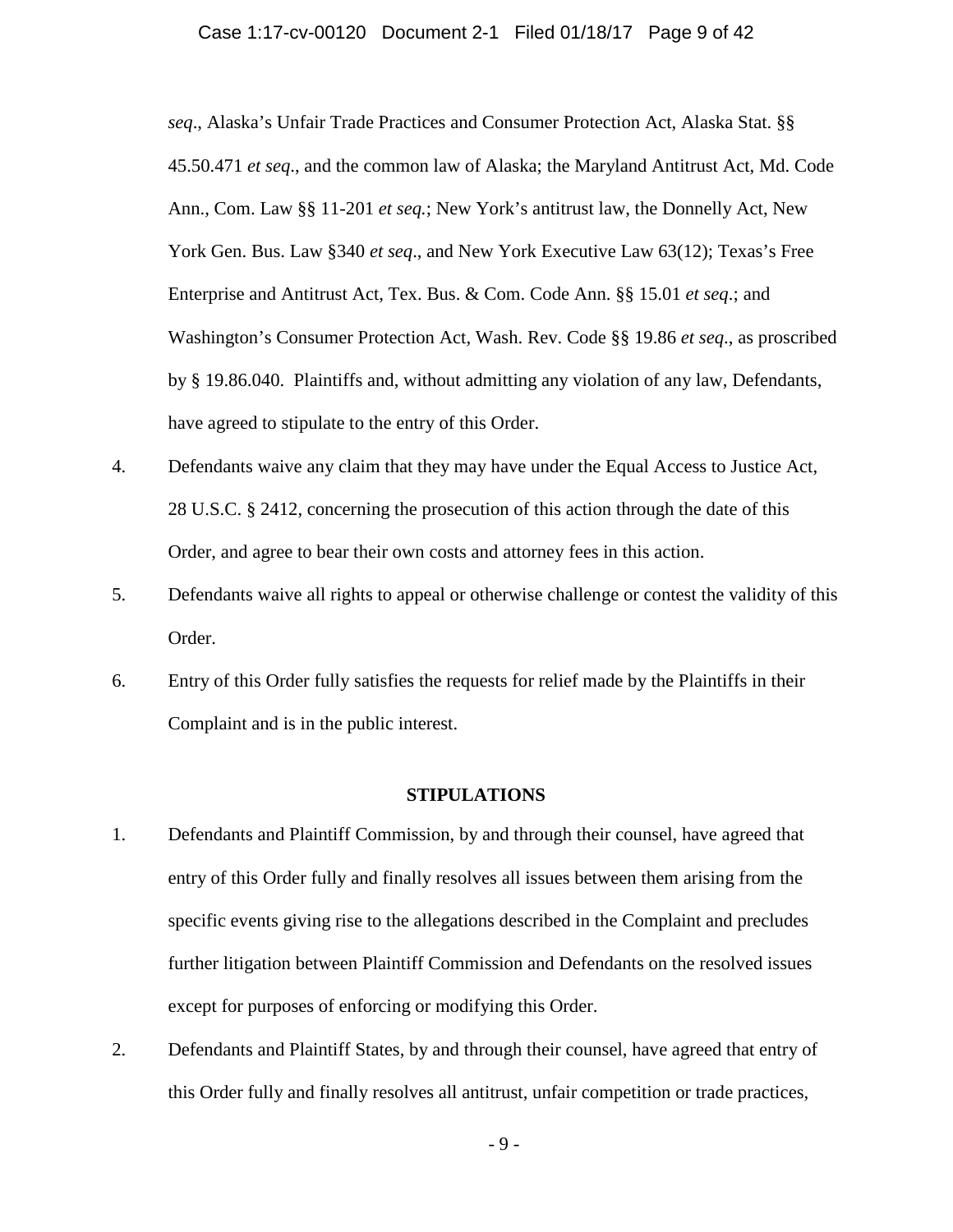*seq*., Alaska's Unfair Trade Practices and Consumer Protection Act, Alaska Stat. §§ 45.50.471 *et seq*., and the common law of Alaska; the Maryland Antitrust Act, Md. Code Ann., Com. Law §§ 11-201 *et seq.*; New York's antitrust law, the Donnelly Act, New York Gen. Bus. Law §340 *et seq*., and New York Executive Law 63(12); Texas's Free Enterprise and Antitrust Act, Tex. Bus. & Com. Code Ann. §§ 15.01 *et seq*.; and Washington's Consumer Protection Act, Wash. Rev. Code §§ 19.86 *et seq*., as proscribed by § 19.86.040. Plaintiffs and, without admitting any violation of any law, Defendants, have agreed to stipulate to the entry of this Order.

4. Defendants waive any claim that they may have under the Equal Access to Justice Act, 28 U.S.C. § 2412, concerning the prosecution of this action through the date of this Order, and agree to bear their own costs and attorney fees in this action.

5. Defendants waive all rights to appeal or otherwise challenge or contest the validity of this Order.

6. Entry of this Order fully satisfies the requests for relief made by the Plaintiffs in their Complaint and is in the public interest.

**STIPULATIONS**

1. Defendants and Plaintiff Commission, by and through their counsel, have agreed that entry of this Order fully and finally resolves all issues between them arising from the specific events giving rise to the allegations described in the Complaint and precludes further litigation between Plaintiff Commission and Defendants on the resolved issues except for purposes of enforcing or modifying this Order.

2. Defendants and Plaintiff States, by and through their counsel, have agreed that entry of this Order fully and finally resolves all antitrust, unfair competition or trade practices,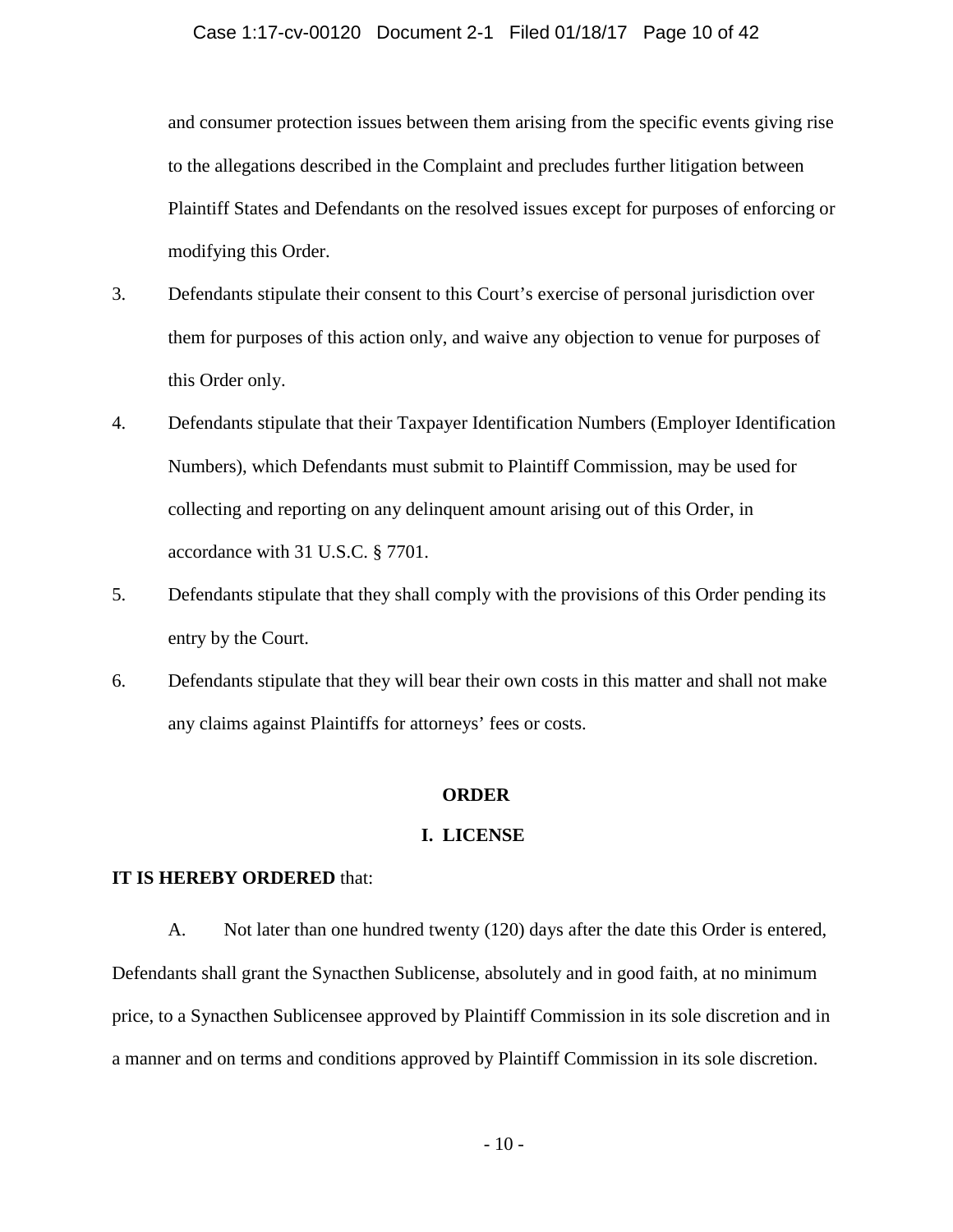and consumer protection issues between them arising from the specific events giving rise to the allegations described in the Complaint and precludes further litigation between Plaintiff States and Defendants on the resolved issues except for purposes of enforcing or modifying this Order.

3. Defendants stipulate their consent to this Court's exercise of personal jurisdiction over them for purposes of this action only, and waive any objection to venue for purposes of this Order only.

4. Defendants stipulate that their Taxpayer Identification Numbers (Employer Identification Numbers), which Defendants must submit to Plaintiff Commission, may be used for collecting and reporting on any delinquent amount arising out of this Order, in accordance with 31 U.S.C. § 7701.

5. Defendants stipulate that they shall comply with the provisions of this Order pending its entry by the Court.

6. Defendants stipulate that they will bear their own costs in this matter and shall not make any claims against Plaintiffs for attorneys' fees or costs.

## ORDER

### I. LICENSE

**IT IS HEREBY ORDERED** that:

A. Not later than one hundred twenty (120) days after the date this Order is entered, Defendants shall grant the Synacthen Sublicense, absolutely and in good faith, at no minimum price, to a Synacthen Sublicensee approved by Plaintiff Commission in its sole discretion and in a manner and on terms and conditions approved by Plaintiff Commission in its sole discretion.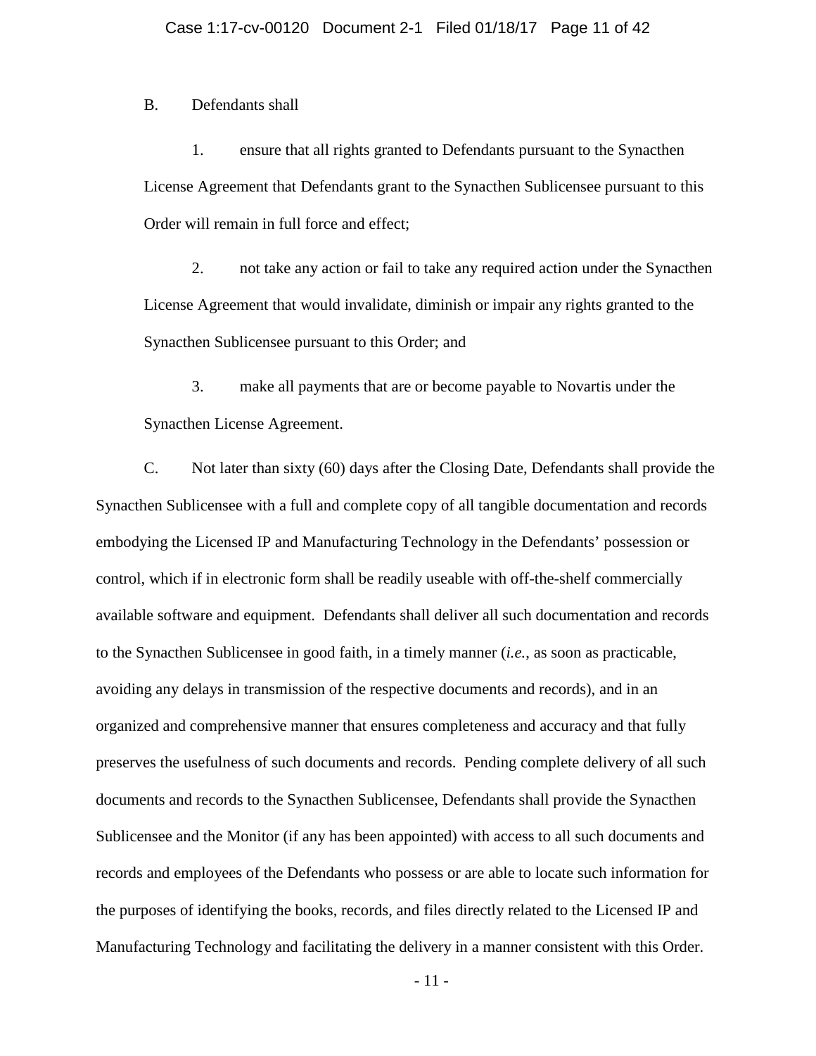B. Defendants shall

1. ensure that all rights granted to Defendants pursuant to the Synacthen License Agreement that Defendants grant to the Synacthen Sublicensee pursuant to this Order will remain in full force and effect;

2. not take any action or fail to take any required action under the Synacthen License Agreement that would invalidate, diminish or impair any rights granted to the Synacthen Sublicensee pursuant to this Order; and

3. make all payments that are or become payable to Novartis under the Synacthen License Agreement.

C. Not later than sixty (60) days after the Closing Date, Defendants shall provide the Synacthen Sublicensee with a full and complete copy of all tangible documentation and records embodying the Licensed IP and Manufacturing Technology in the Defendants' possession or control, which if in electronic form shall be readily useable with off-the-shelf commercially available software and equipment. Defendants shall deliver all such documentation and records to the Synacthen Sublicensee in good faith, in a timely manner (*i.e.*, as soon as practicable, avoiding any delays in transmission of the respective documents and records), and in an organized and comprehensive manner that ensures completeness and accuracy and that fully preserves the usefulness of such documents and records. Pending complete delivery of all such documents and records to the Synacthen Sublicensee, Defendants shall provide the Synacthen Sublicensee and the Monitor (if any has been appointed) with access to all such documents and records and employees of the Defendants who possess or are able to locate such information for the purposes of identifying the books, records, and files directly related to the Licensed IP and Manufacturing Technology and facilitating the delivery in a manner consistent with this Order.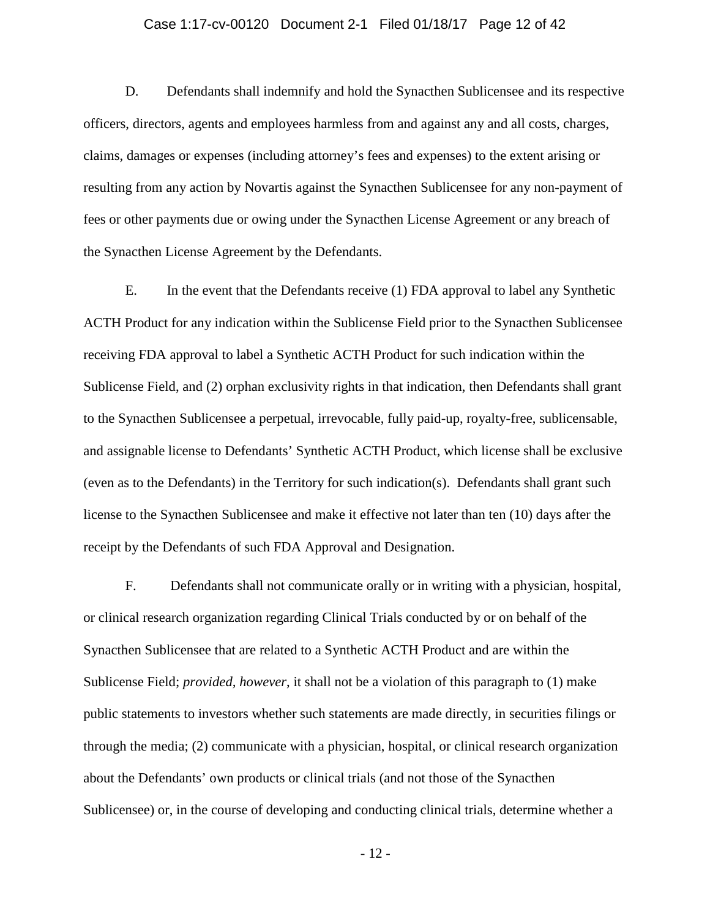D. Defendants shall indemnify and hold the Synacthen Sublicensee and its respective officers, directors, agents and employees harmless from and against any and all costs, charges, claims, damages or expenses (including attorney's fees and expenses) to the extent arising or resulting from any action by Novartis against the Synacthen Sublicensee for any non-payment of fees or other payments due or owing under the Synacthen License Agreement or any breach of the Synacthen License Agreement by the Defendants.

E. In the event that the Defendants receive (1) FDA approval to label any Synthetic ACTH Product for any indication within the Sublicense Field prior to the Synacthen Sublicensee receiving FDA approval to label a Synthetic ACTH Product for such indication within the Sublicense Field, and (2) orphan exclusivity rights in that indication, then Defendants shall grant to the Synacthen Sublicensee a perpetual, irrevocable, fully paid-up, royalty-free, sublicensable, and assignable license to Defendants' Synthetic ACTH Product, which license shall be exclusive (even as to the Defendants) in the Territory for such indication(s). Defendants shall grant such license to the Synacthen Sublicensee and make it effective not later than ten (10) days after the receipt by the Defendants of such FDA Approval and Designation.

F. Defendants shall not communicate orally or in writing with a physician, hospital, or clinical research organization regarding Clinical Trials conducted by or on behalf of the Synacthen Sublicensee that are related to a Synthetic ACTH Product and are within the Sublicense Field; *provided, however*, it shall not be a violation of this paragraph to (1) make public statements to investors whether such statements are made directly, in securities filings or through the media; (2) communicate with a physician, hospital, or clinical research organization about the Defendants' own products or clinical trials (and not those of the Synacthen Sublicensee) or, in the course of developing and conducting clinical trials, determine whether a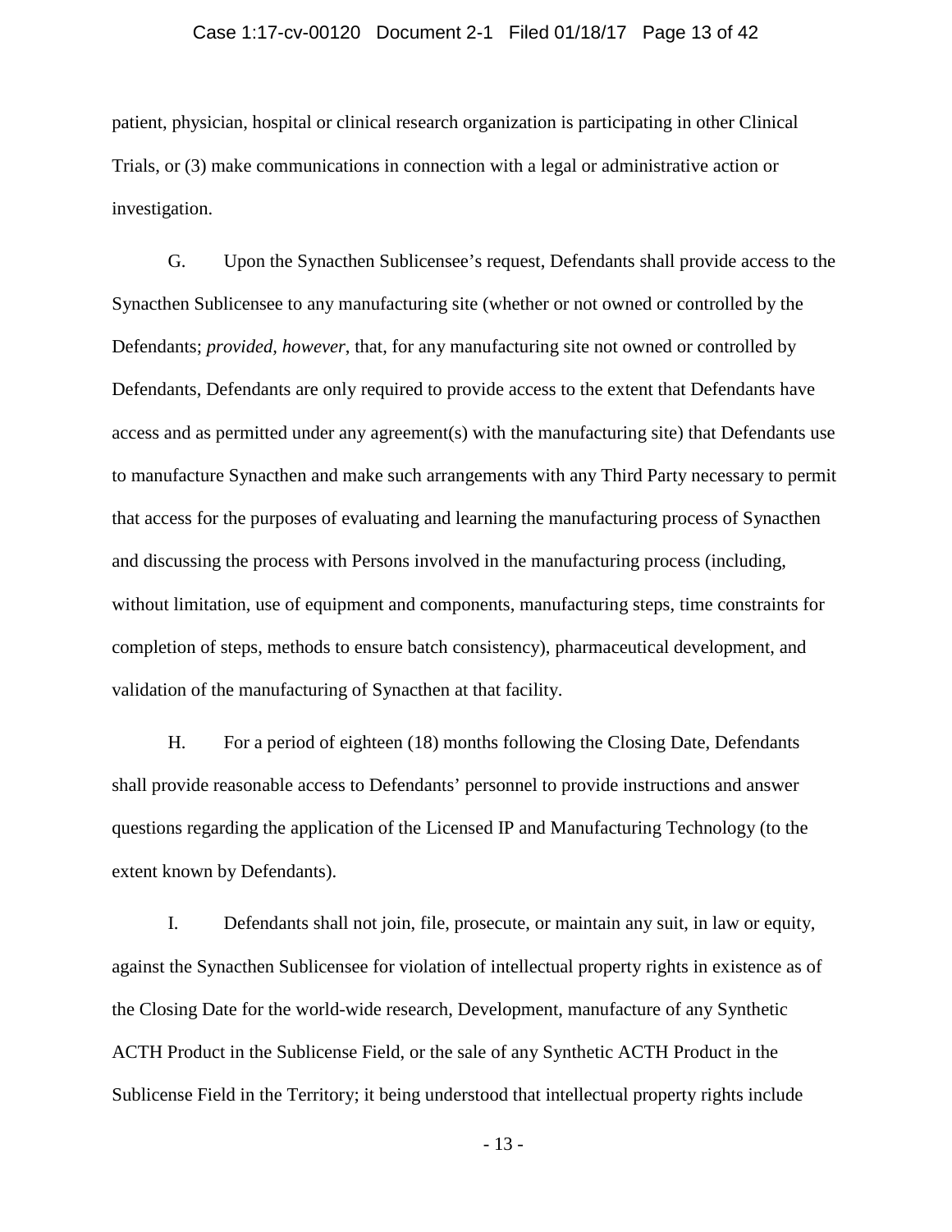patient, physician, hospital or clinical research organization is participating in other Clinical Trials, or (3) make communications in connection with a legal or administrative action or investigation.

G. Upon the Synacthen Sublicensee's request, Defendants shall provide access to the Synacthen Sublicensee to any manufacturing site (whether or not owned or controlled by the Defendants; *provided, however*, that, for any manufacturing site not owned or controlled by Defendants, Defendants are only required to provide access to the extent that Defendants have access and as permitted under any agreement(s) with the manufacturing site) that Defendants use to manufacture Synacthen and make such arrangements with any Third Party necessary to permit that access for the purposes of evaluating and learning the manufacturing process of Synacthen and discussing the process with Persons involved in the manufacturing process (including, without limitation, use of equipment and components, manufacturing steps, time constraints for completion of steps, methods to ensure batch consistency), pharmaceutical development, and validation of the manufacturing of Synacthen at that facility.

H. For a period of eighteen (18) months following the Closing Date, Defendants shall provide reasonable access to Defendants' personnel to provide instructions and answer questions regarding the application of the Licensed IP and Manufacturing Technology (to the extent known by Defendants).

I. Defendants shall not join, file, prosecute, or maintain any suit, in law or equity, against the Synacthen Sublicensee for violation of intellectual property rights in existence as of the Closing Date for the world-wide research, Development, manufacture of any Synthetic ACTH Product in the Sublicense Field, or the sale of any Synthetic ACTH Product in the Sublicense Field in the Territory; it being understood that intellectual property rights include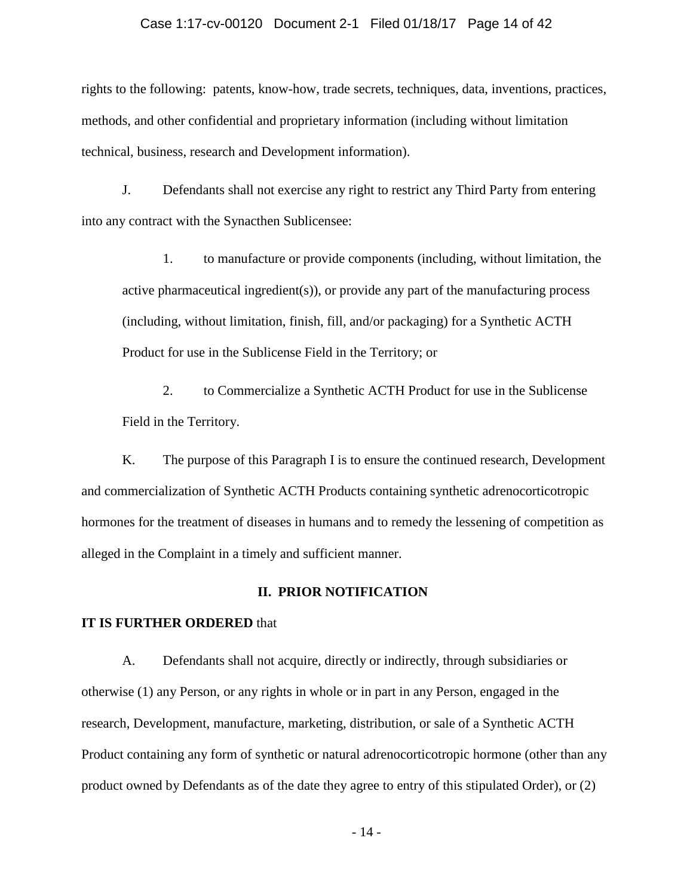rights to the following: patents, know-how, trade secrets, techniques, data, inventions, practices, methods, and other confidential and proprietary information (including without limitation technical, business, research and Development information).

J. Defendants shall not exercise any right to restrict any Third Party from entering into any contract with the Synacthen Sublicensee:

> 1. to manufacture or provide components (including, without limitation, the active pharmaceutical ingredient(s)), or provide any part of the manufacturing process (including, without limitation, finish, fill, and/or packaging) for a Synthetic ACTH Product for use in the Sublicense Field in the Territory; or
>
> 2. to Commercialize a Synthetic ACTH Product for use in the Sublicense Field in the Territory.

K. The purpose of this Paragraph I is to ensure the continued research, Development and commercialization of Synthetic ACTH Products containing synthetic adrenocorticotropic hormones for the treatment of diseases in humans and to remedy the lessening of competition as alleged in the Complaint in a timely and sufficient manner.

## II. PRIOR NOTIFICATION

**IT IS FURTHER ORDERED** that

A. Defendants shall not acquire, directly or indirectly, through subsidiaries or otherwise (1) any Person, or any rights in whole or in part in any Person, engaged in the research, Development, manufacture, marketing, distribution, or sale of a Synthetic ACTH Product containing any form of synthetic or natural adrenocorticotropic hormone (other than any product owned by Defendants as of the date they agree to entry of this stipulated Order), or (2)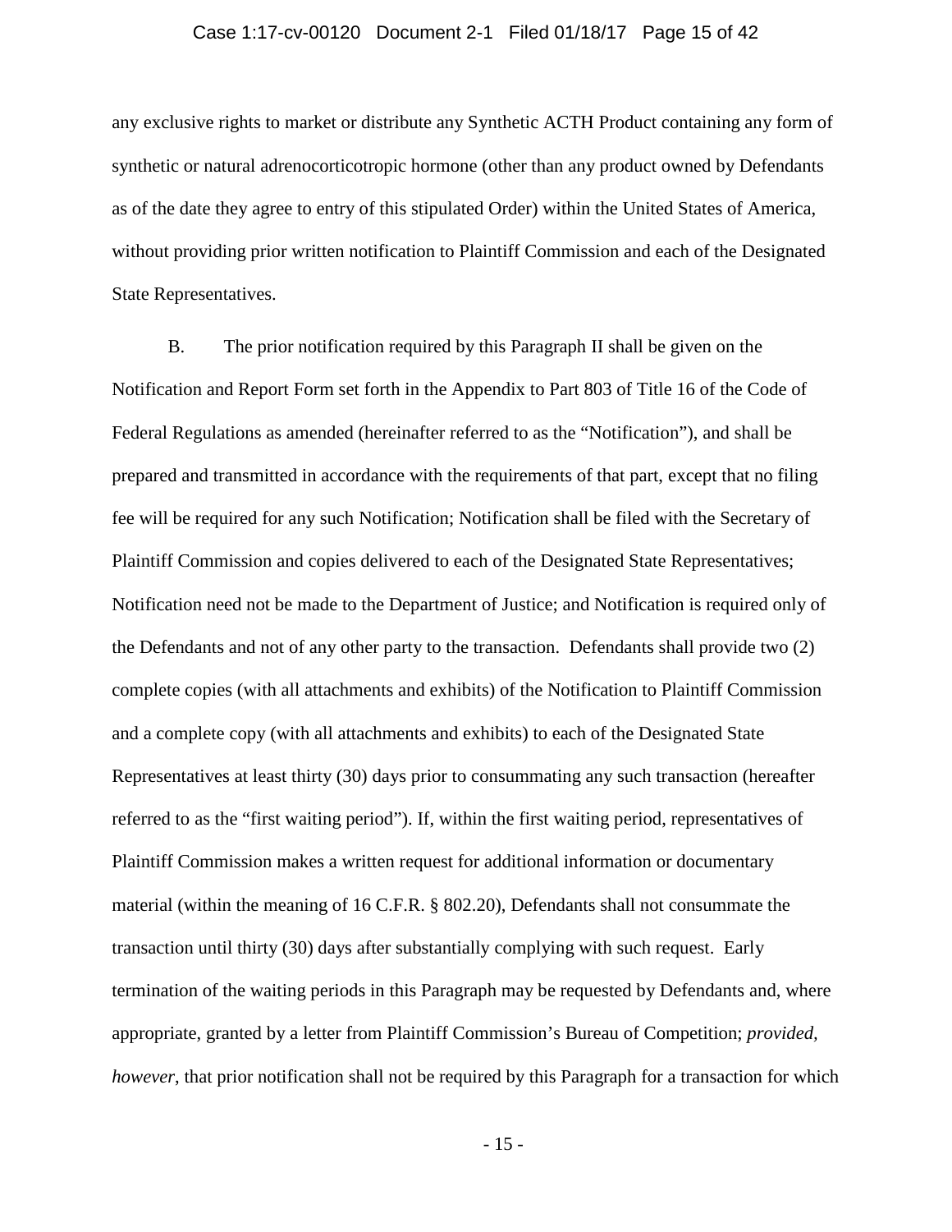any exclusive rights to market or distribute any Synthetic ACTH Product containing any form of synthetic or natural adrenocorticotropic hormone (other than any product owned by Defendants as of the date they agree to entry of this stipulated Order) within the United States of America, without providing prior written notification to Plaintiff Commission and each of the Designated State Representatives.

B. The prior notification required by this Paragraph II shall be given on the Notification and Report Form set forth in the Appendix to Part 803 of Title 16 of the Code of Federal Regulations as amended (hereinafter referred to as the "Notification"), and shall be prepared and transmitted in accordance with the requirements of that part, except that no filing fee will be required for any such Notification; Notification shall be filed with the Secretary of Plaintiff Commission and copies delivered to each of the Designated State Representatives; Notification need not be made to the Department of Justice; and Notification is required only of the Defendants and not of any other party to the transaction. Defendants shall provide two (2) complete copies (with all attachments and exhibits) of the Notification to Plaintiff Commission and a complete copy (with all attachments and exhibits) to each of the Designated State Representatives at least thirty (30) days prior to consummating any such transaction (hereafter referred to as the "first waiting period"). If, within the first waiting period, representatives of Plaintiff Commission makes a written request for additional information or documentary material (within the meaning of 16 C.F.R. § 802.20), Defendants shall not consummate the transaction until thirty (30) days after substantially complying with such request. Early termination of the waiting periods in this Paragraph may be requested by Defendants and, where appropriate, granted by a letter from Plaintiff Commission's Bureau of Competition; *provided, however*, that prior notification shall not be required by this Paragraph for a transaction for which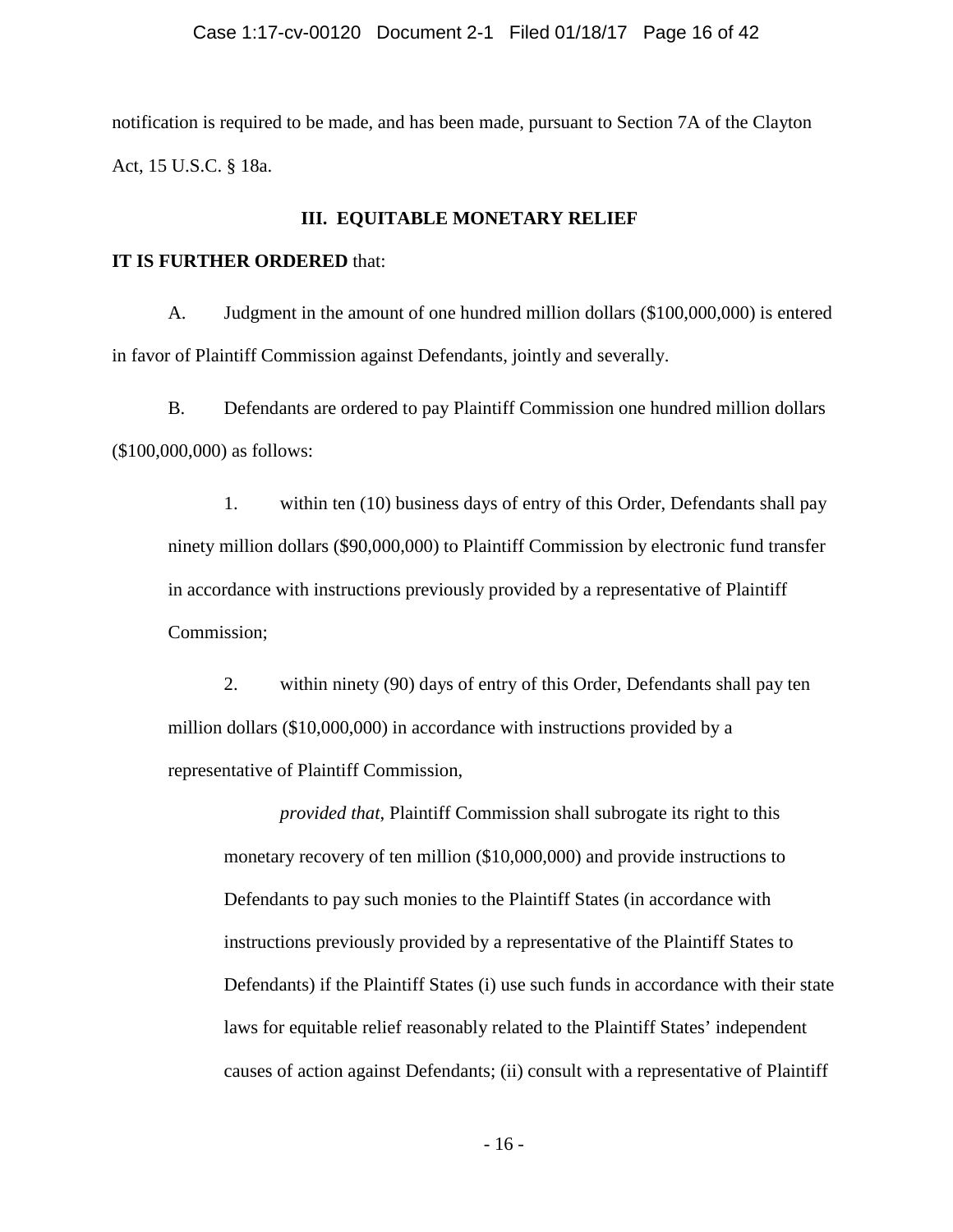notification is required to be made, and has been made, pursuant to Section 7A of the Clayton Act, 15 U.S.C. § 18a.

## III. EQUITABLE MONETARY RELIEF

**IT IS FURTHER ORDERED** that:

A. Judgment in the amount of one hundred million dollars ($100,000,000) is entered in favor of Plaintiff Commission against Defendants, jointly and severally.

B. Defendants are ordered to pay Plaintiff Commission one hundred million dollars ($100,000,000) as follows:

1. within ten (10) business days of entry of this Order, Defendants shall pay ninety million dollars ($90,000,000) to Plaintiff Commission by electronic fund transfer in accordance with instructions previously provided by a representative of Plaintiff Commission;

2. within ninety (90) days of entry of this Order, Defendants shall pay ten million dollars ($10,000,000) in accordance with instructions provided by a representative of Plaintiff Commission,

   *provided that*, Plaintiff Commission shall subrogate its right to this monetary recovery of ten million ($10,000,000) and provide instructions to Defendants to pay such monies to the Plaintiff States (in accordance with instructions previously provided by a representative of the Plaintiff States to Defendants) if the Plaintiff States (i) use such funds in accordance with their state laws for equitable relief reasonably related to the Plaintiff States' independent causes of action against Defendants; (ii) consult with a representative of Plaintiff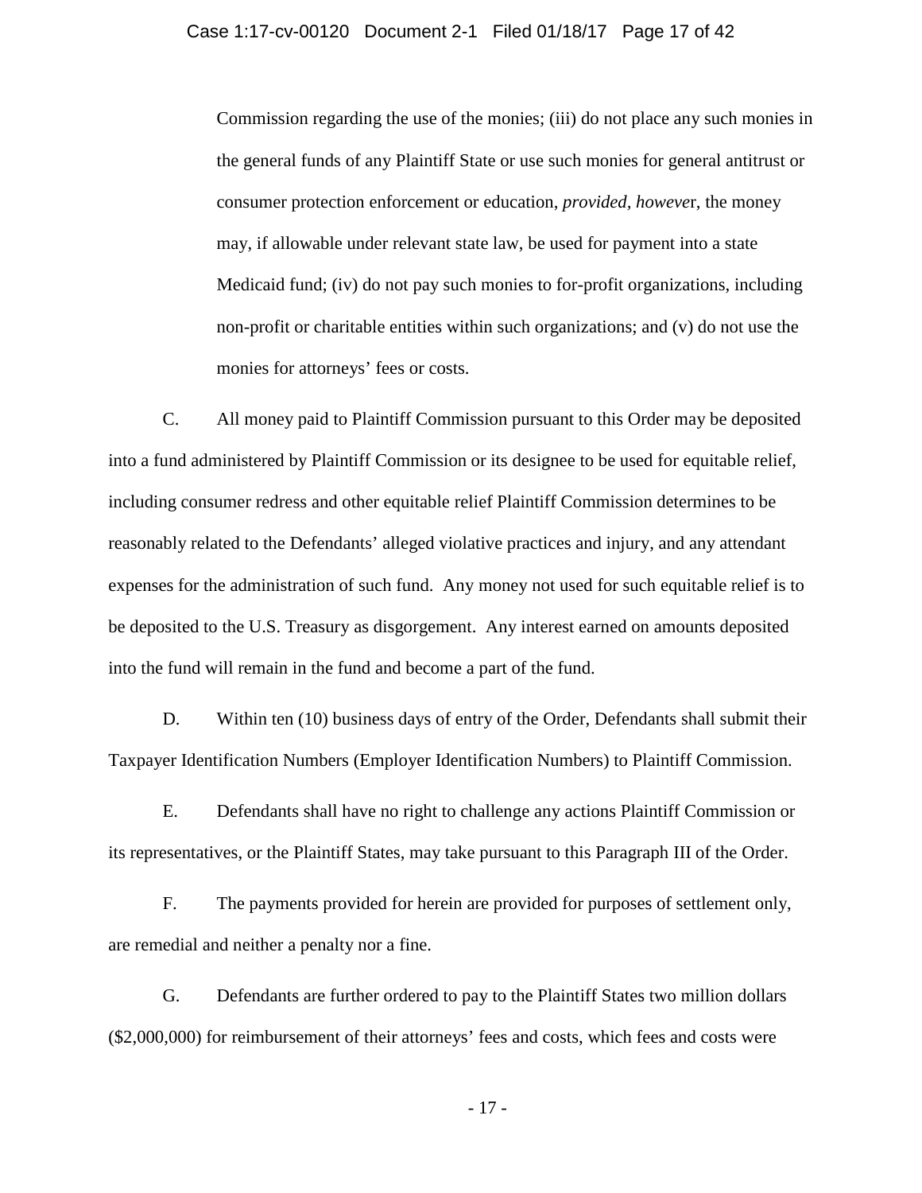Commission regarding the use of the monies; (iii) do not place any such monies in the general funds of any Plaintiff State or use such monies for general antitrust or consumer protection enforcement or education, *provided, however*, the money may, if allowable under relevant state law, be used for payment into a state Medicaid fund; (iv) do not pay such monies to for-profit organizations, including non-profit or charitable entities within such organizations; and (v) do not use the monies for attorneys' fees or costs.

C. All money paid to Plaintiff Commission pursuant to this Order may be deposited into a fund administered by Plaintiff Commission or its designee to be used for equitable relief, including consumer redress and other equitable relief Plaintiff Commission determines to be reasonably related to the Defendants' alleged violative practices and injury, and any attendant expenses for the administration of such fund. Any money not used for such equitable relief is to be deposited to the U.S. Treasury as disgorgement. Any interest earned on amounts deposited into the fund will remain in the fund and become a part of the fund.

D. Within ten (10) business days of entry of the Order, Defendants shall submit their Taxpayer Identification Numbers (Employer Identification Numbers) to Plaintiff Commission.

E. Defendants shall have no right to challenge any actions Plaintiff Commission or its representatives, or the Plaintiff States, may take pursuant to this Paragraph III of the Order.

F. The payments provided for herein are provided for purposes of settlement only, are remedial and neither a penalty nor a fine.

G. Defendants are further ordered to pay to the Plaintiff States two million dollars ($2,000,000) for reimbursement of their attorneys' fees and costs, which fees and costs were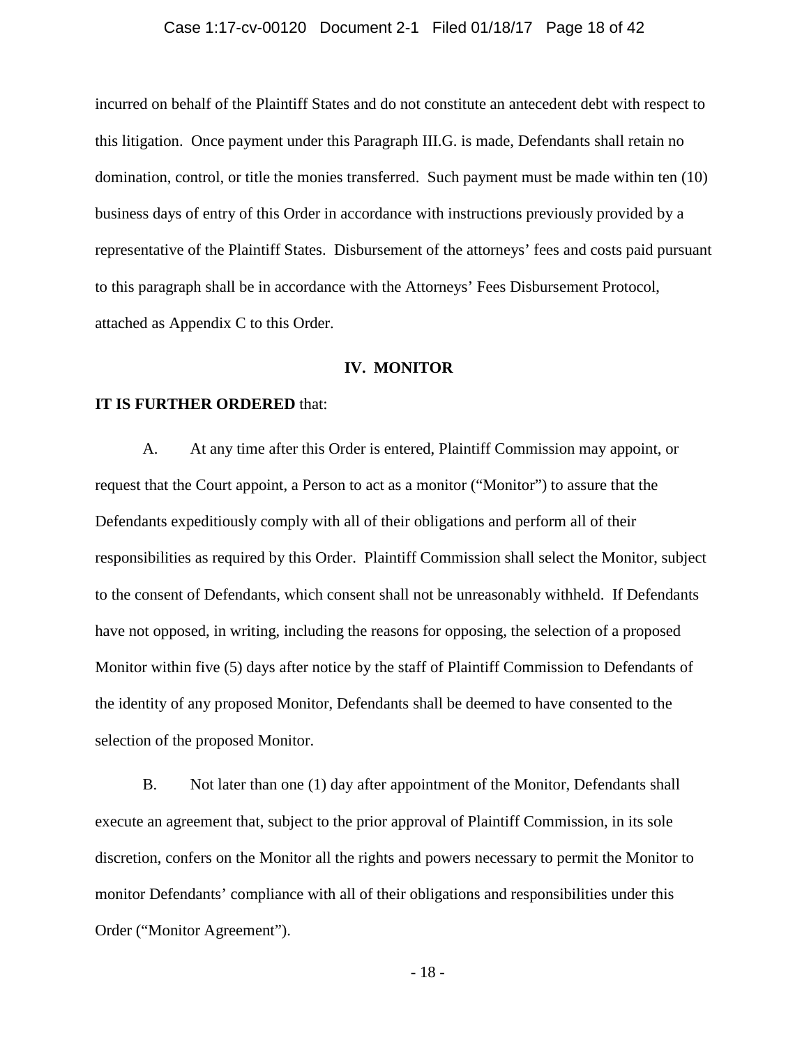incurred on behalf of the Plaintiff States and do not constitute an antecedent debt with respect to this litigation. Once payment under this Paragraph III.G. is made, Defendants shall retain no domination, control, or title the monies transferred. Such payment must be made within ten (10) business days of entry of this Order in accordance with instructions previously provided by a representative of the Plaintiff States. Disbursement of the attorneys' fees and costs paid pursuant to this paragraph shall be in accordance with the Attorneys' Fees Disbursement Protocol, attached as Appendix C to this Order.

## IV. MONITOR

**IT IS FURTHER ORDERED** that:

A. At any time after this Order is entered, Plaintiff Commission may appoint, or request that the Court appoint, a Person to act as a monitor ("Monitor") to assure that the Defendants expeditiously comply with all of their obligations and perform all of their responsibilities as required by this Order. Plaintiff Commission shall select the Monitor, subject to the consent of Defendants, which consent shall not be unreasonably withheld. If Defendants have not opposed, in writing, including the reasons for opposing, the selection of a proposed Monitor within five (5) days after notice by the staff of Plaintiff Commission to Defendants of the identity of any proposed Monitor, Defendants shall be deemed to have consented to the selection of the proposed Monitor.

B. Not later than one (1) day after appointment of the Monitor, Defendants shall execute an agreement that, subject to the prior approval of Plaintiff Commission, in its sole discretion, confers on the Monitor all the rights and powers necessary to permit the Monitor to monitor Defendants' compliance with all of their obligations and responsibilities under this Order ("Monitor Agreement").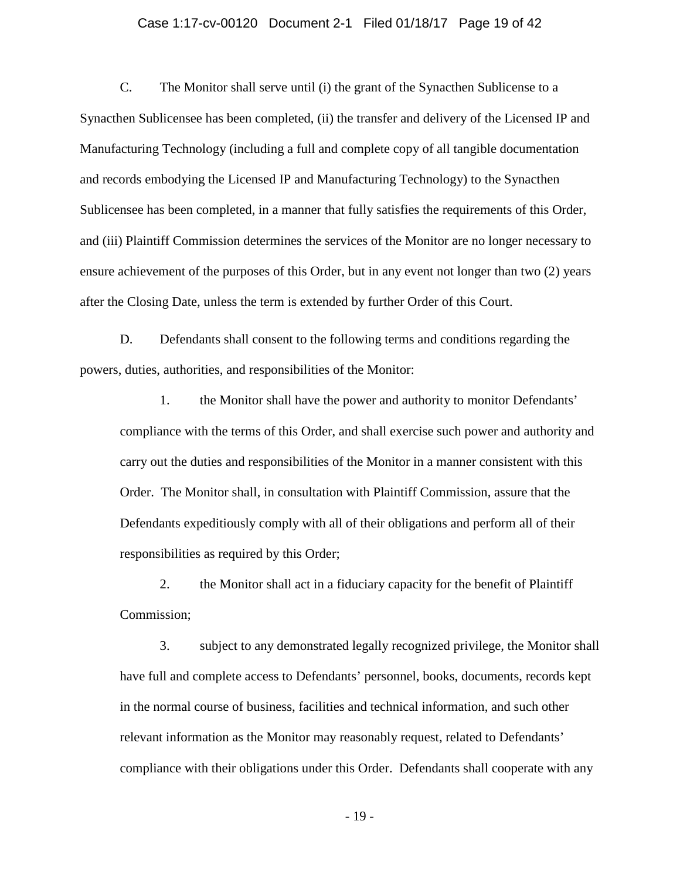C. The Monitor shall serve until (i) the grant of the Synacthen Sublicense to a Synacthen Sublicensee has been completed, (ii) the transfer and delivery of the Licensed IP and Manufacturing Technology (including a full and complete copy of all tangible documentation and records embodying the Licensed IP and Manufacturing Technology) to the Synacthen Sublicensee has been completed, in a manner that fully satisfies the requirements of this Order, and (iii) Plaintiff Commission determines the services of the Monitor are no longer necessary to ensure achievement of the purposes of this Order, but in any event not longer than two (2) years after the Closing Date, unless the term is extended by further Order of this Court.

D. Defendants shall consent to the following terms and conditions regarding the powers, duties, authorities, and responsibilities of the Monitor:

1. the Monitor shall have the power and authority to monitor Defendants' compliance with the terms of this Order, and shall exercise such power and authority and carry out the duties and responsibilities of the Monitor in a manner consistent with this Order. The Monitor shall, in consultation with Plaintiff Commission, assure that the Defendants expeditiously comply with all of their obligations and perform all of their responsibilities as required by this Order;

2. the Monitor shall act in a fiduciary capacity for the benefit of Plaintiff Commission;

3. subject to any demonstrated legally recognized privilege, the Monitor shall have full and complete access to Defendants' personnel, books, documents, records kept in the normal course of business, facilities and technical information, and such other relevant information as the Monitor may reasonably request, related to Defendants' compliance with their obligations under this Order. Defendants shall cooperate with any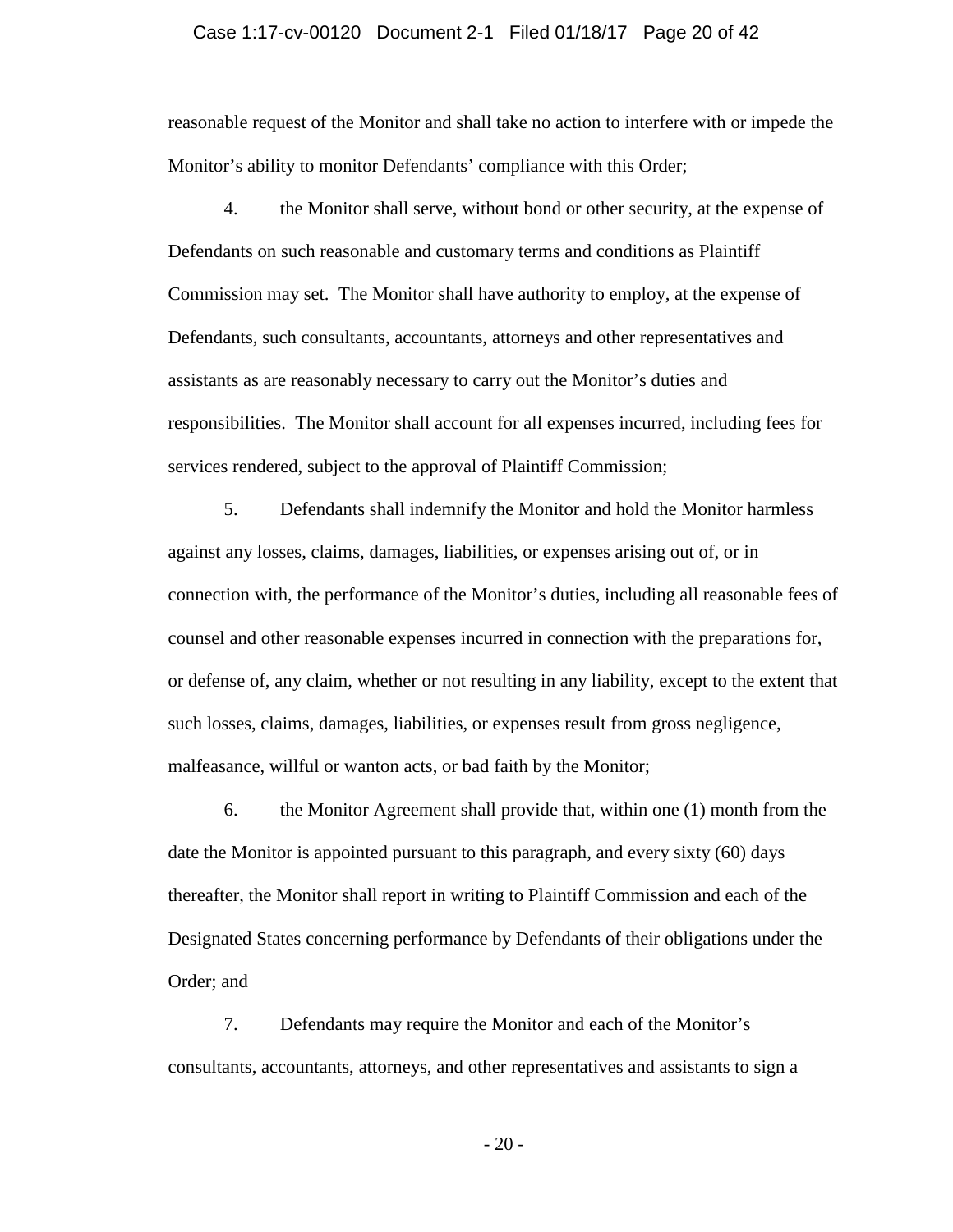reasonable request of the Monitor and shall take no action to interfere with or impede the Monitor's ability to monitor Defendants' compliance with this Order;

4. the Monitor shall serve, without bond or other security, at the expense of Defendants on such reasonable and customary terms and conditions as Plaintiff Commission may set. The Monitor shall have authority to employ, at the expense of Defendants, such consultants, accountants, attorneys and other representatives and assistants as are reasonably necessary to carry out the Monitor's duties and responsibilities. The Monitor shall account for all expenses incurred, including fees for services rendered, subject to the approval of Plaintiff Commission;

5. Defendants shall indemnify the Monitor and hold the Monitor harmless against any losses, claims, damages, liabilities, or expenses arising out of, or in connection with, the performance of the Monitor's duties, including all reasonable fees of counsel and other reasonable expenses incurred in connection with the preparations for, or defense of, any claim, whether or not resulting in any liability, except to the extent that such losses, claims, damages, liabilities, or expenses result from gross negligence, malfeasance, willful or wanton acts, or bad faith by the Monitor;

6. the Monitor Agreement shall provide that, within one (1) month from the date the Monitor is appointed pursuant to this paragraph, and every sixty (60) days thereafter, the Monitor shall report in writing to Plaintiff Commission and each of the Designated States concerning performance by Defendants of their obligations under the Order; and

7. Defendants may require the Monitor and each of the Monitor's consultants, accountants, attorneys, and other representatives and assistants to sign a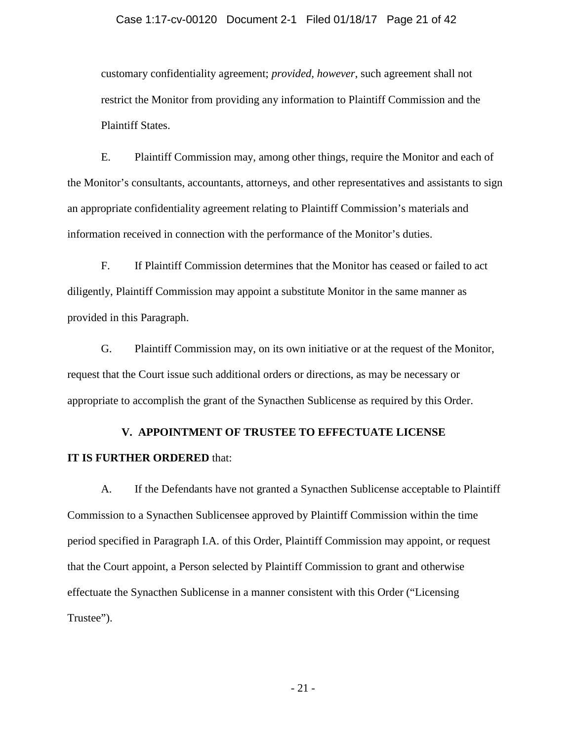customary confidentiality agreement; *provided, however*, such agreement shall not restrict the Monitor from providing any information to Plaintiff Commission and the Plaintiff States.

E. Plaintiff Commission may, among other things, require the Monitor and each of the Monitor's consultants, accountants, attorneys, and other representatives and assistants to sign an appropriate confidentiality agreement relating to Plaintiff Commission's materials and information received in connection with the performance of the Monitor's duties.

F. If Plaintiff Commission determines that the Monitor has ceased or failed to act diligently, Plaintiff Commission may appoint a substitute Monitor in the same manner as provided in this Paragraph.

G. Plaintiff Commission may, on its own initiative or at the request of the Monitor, request that the Court issue such additional orders or directions, as may be necessary or appropriate to accomplish the grant of the Synacthen Sublicense as required by this Order.

## V. APPOINTMENT OF TRUSTEE TO EFFECTUATE LICENSE

**IT IS FURTHER ORDERED** that:

A. If the Defendants have not granted a Synacthen Sublicense acceptable to Plaintiff Commission to a Synacthen Sublicensee approved by Plaintiff Commission within the time period specified in Paragraph I.A. of this Order, Plaintiff Commission may appoint, or request that the Court appoint, a Person selected by Plaintiff Commission to grant and otherwise effectuate the Synacthen Sublicense in a manner consistent with this Order ("Licensing Trustee").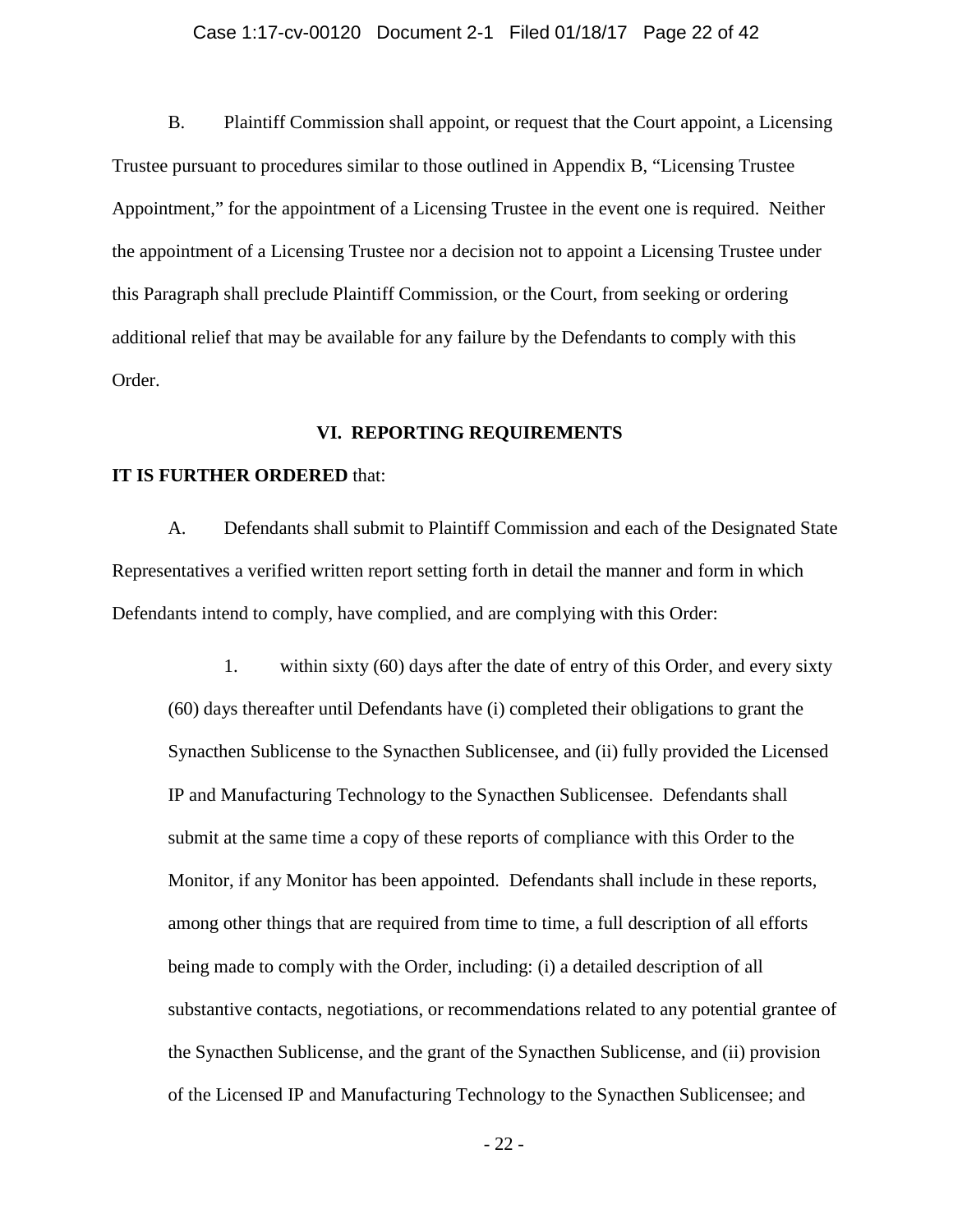B. Plaintiff Commission shall appoint, or request that the Court appoint, a Licensing Trustee pursuant to procedures similar to those outlined in Appendix B, "Licensing Trustee Appointment," for the appointment of a Licensing Trustee in the event one is required. Neither the appointment of a Licensing Trustee nor a decision not to appoint a Licensing Trustee under this Paragraph shall preclude Plaintiff Commission, or the Court, from seeking or ordering additional relief that may be available for any failure by the Defendants to comply with this Order.

## VI. REPORTING REQUIREMENTS

**IT IS FURTHER ORDERED** that:

A. Defendants shall submit to Plaintiff Commission and each of the Designated State Representatives a verified written report setting forth in detail the manner and form in which Defendants intend to comply, have complied, and are complying with this Order:

1. within sixty (60) days after the date of entry of this Order, and every sixty (60) days thereafter until Defendants have (i) completed their obligations to grant the Synacthen Sublicense to the Synacthen Sublicensee, and (ii) fully provided the Licensed IP and Manufacturing Technology to the Synacthen Sublicensee. Defendants shall submit at the same time a copy of these reports of compliance with this Order to the Monitor, if any Monitor has been appointed. Defendants shall include in these reports, among other things that are required from time to time, a full description of all efforts being made to comply with the Order, including: (i) a detailed description of all substantive contacts, negotiations, or recommendations related to any potential grantee of the Synacthen Sublicense, and the grant of the Synacthen Sublicense, and (ii) provision of the Licensed IP and Manufacturing Technology to the Synacthen Sublicensee; and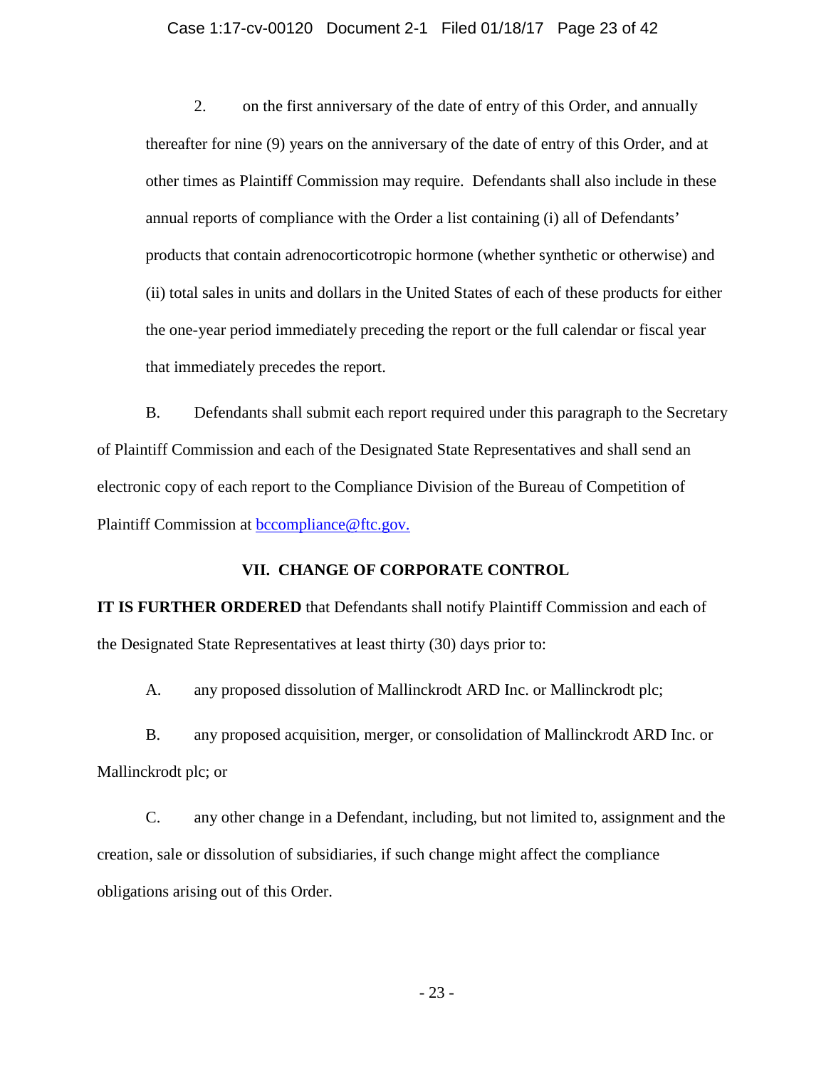2. on the first anniversary of the date of entry of this Order, and annually thereafter for nine (9) years on the anniversary of the date of entry of this Order, and at other times as Plaintiff Commission may require. Defendants shall also include in these annual reports of compliance with the Order a list containing (i) all of Defendants' products that contain adrenocorticotropic hormone (whether synthetic or otherwise) and (ii) total sales in units and dollars in the United States of each of these products for either the one-year period immediately preceding the report or the full calendar or fiscal year that immediately precedes the report.

B. Defendants shall submit each report required under this paragraph to the Secretary of Plaintiff Commission and each of the Designated State Representatives and shall send an electronic copy of each report to the Compliance Division of the Bureau of Competition of Plaintiff Commission at bccompliance@ftc.gov.

## VII. CHANGE OF CORPORATE CONTROL

**IT IS FURTHER ORDERED** that Defendants shall notify Plaintiff Commission and each of the Designated State Representatives at least thirty (30) days prior to:

A. any proposed dissolution of Mallinckrodt ARD Inc. or Mallinckrodt plc;

B. any proposed acquisition, merger, or consolidation of Mallinckrodt ARD Inc. or Mallinckrodt plc; or

C. any other change in a Defendant, including, but not limited to, assignment and the creation, sale or dissolution of subsidiaries, if such change might affect the compliance obligations arising out of this Order.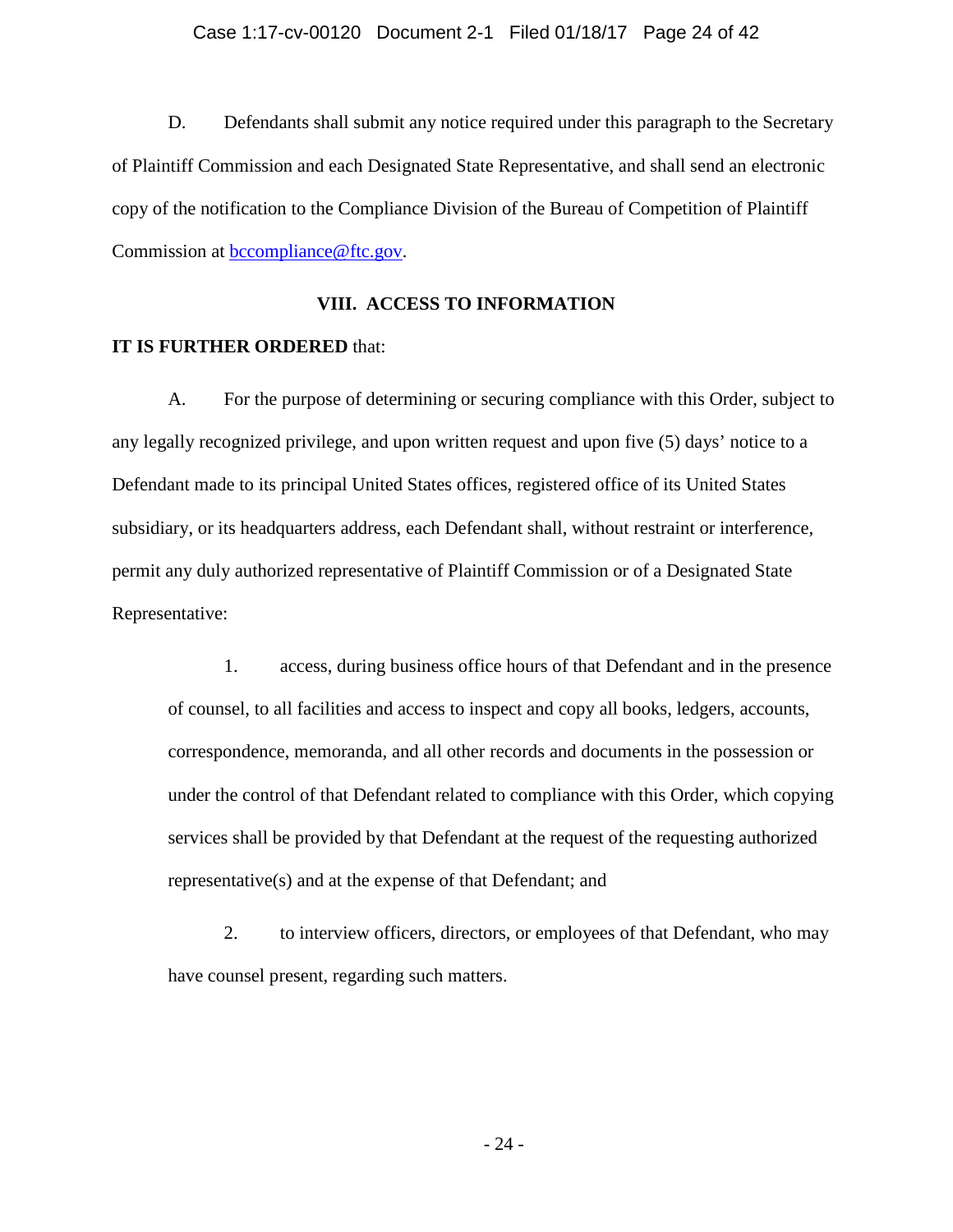D. Defendants shall submit any notice required under this paragraph to the Secretary of Plaintiff Commission and each Designated State Representative, and shall send an electronic copy of the notification to the Compliance Division of the Bureau of Competition of Plaintiff Commission at bccompliance@ftc.gov.

## VIII. ACCESS TO INFORMATION

**IT IS FURTHER ORDERED** that:

A. For the purpose of determining or securing compliance with this Order, subject to any legally recognized privilege, and upon written request and upon five (5) days' notice to a Defendant made to its principal United States offices, registered office of its United States subsidiary, or its headquarters address, each Defendant shall, without restraint or interference, permit any duly authorized representative of Plaintiff Commission or of a Designated State Representative:

1. access, during business office hours of that Defendant and in the presence of counsel, to all facilities and access to inspect and copy all books, ledgers, accounts, correspondence, memoranda, and all other records and documents in the possession or under the control of that Defendant related to compliance with this Order, which copying services shall be provided by that Defendant at the request of the requesting authorized representative(s) and at the expense of that Defendant; and

2. to interview officers, directors, or employees of that Defendant, who may have counsel present, regarding such matters.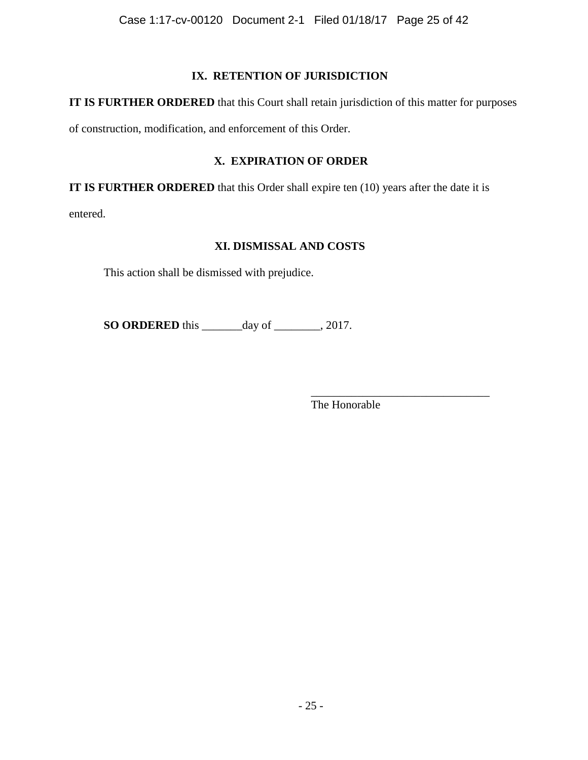## IX. RETENTION OF JURISDICTION

**IT IS FURTHER ORDERED** that this Court shall retain jurisdiction of this matter for purposes of construction, modification, and enforcement of this Order.

## X. EXPIRATION OF ORDER

**IT IS FURTHER ORDERED** that this Order shall expire ten (10) years after the date it is entered.

## XI. DISMISSAL AND COSTS

This action shall be dismissed with prejudice.

**SO ORDERED** this _______day of ________, 2017.

_______________________________
The Honorable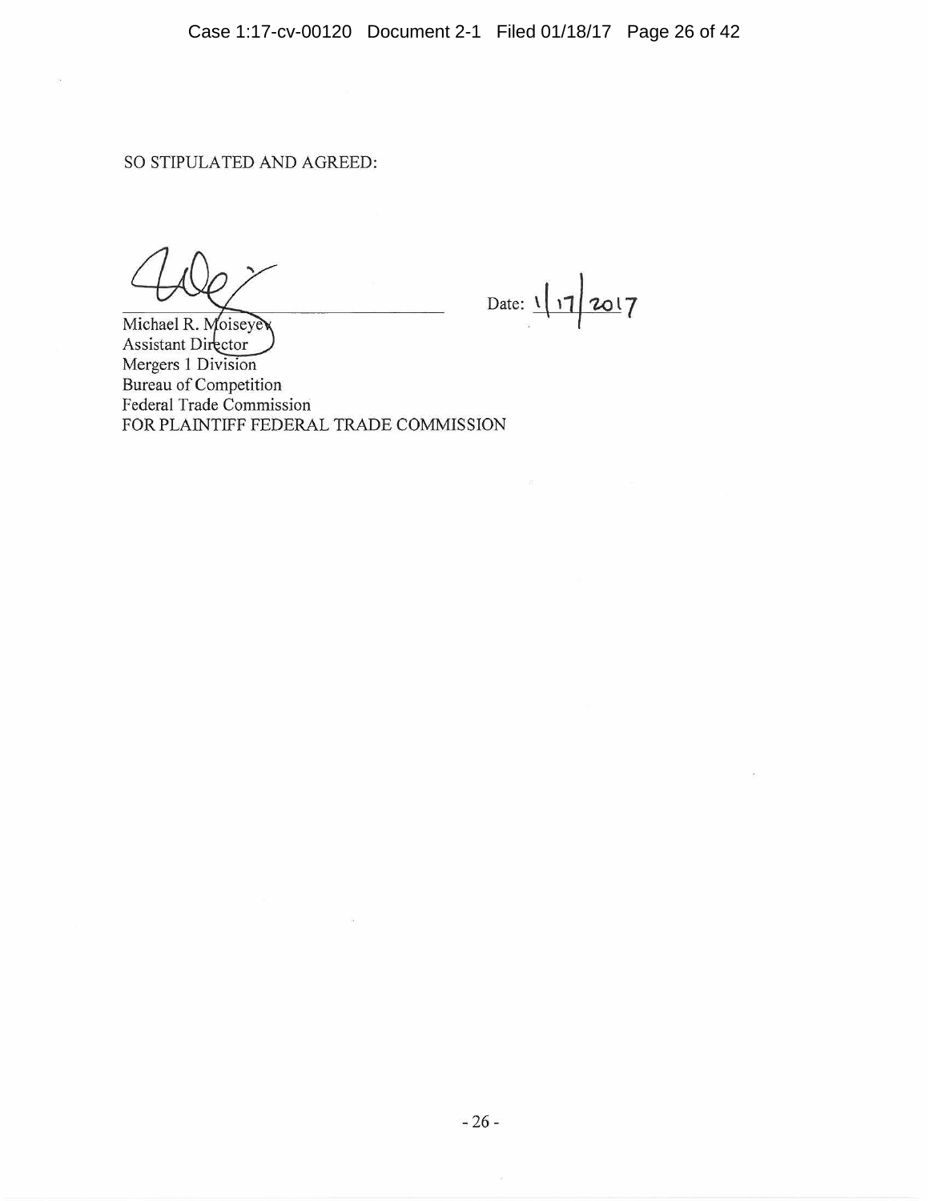SO STIPULATED AND AGREED:

Date: 1/17/2017

Michael R. Moiseyev
Assistant Director
Mergers 1 Division
Bureau of Competition
Federal Trade Commission
FOR PLAINTIFF FEDERAL TRADE COMMISSION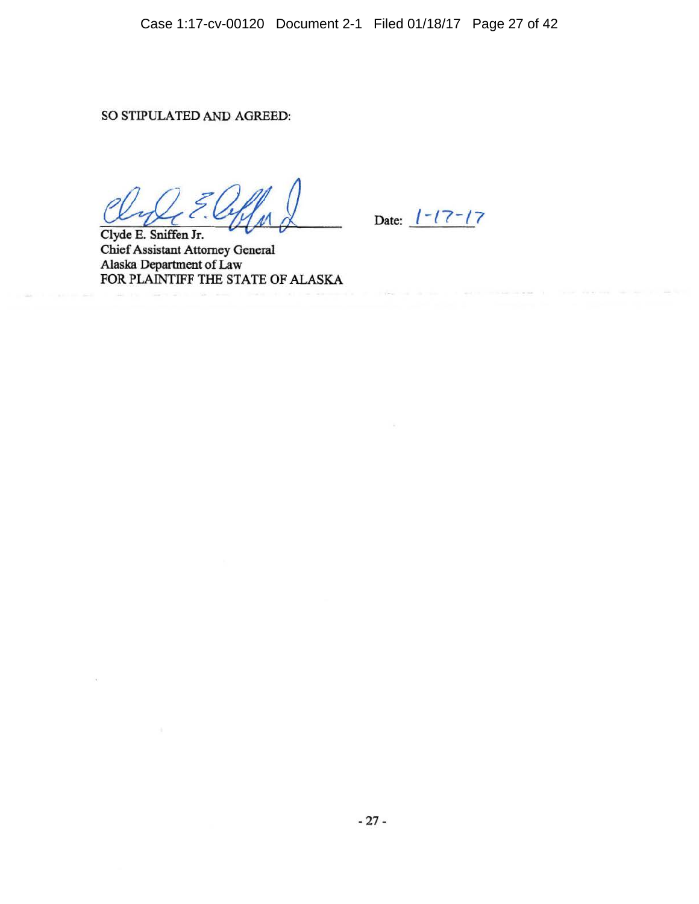SO STIPULATED AND AGREED:

Date: 1-17-17

Clyde E. Sniffen Jr.
Chief Assistant Attorney General
Alaska Department of Law
FOR PLAINTIFF THE STATE OF ALASKA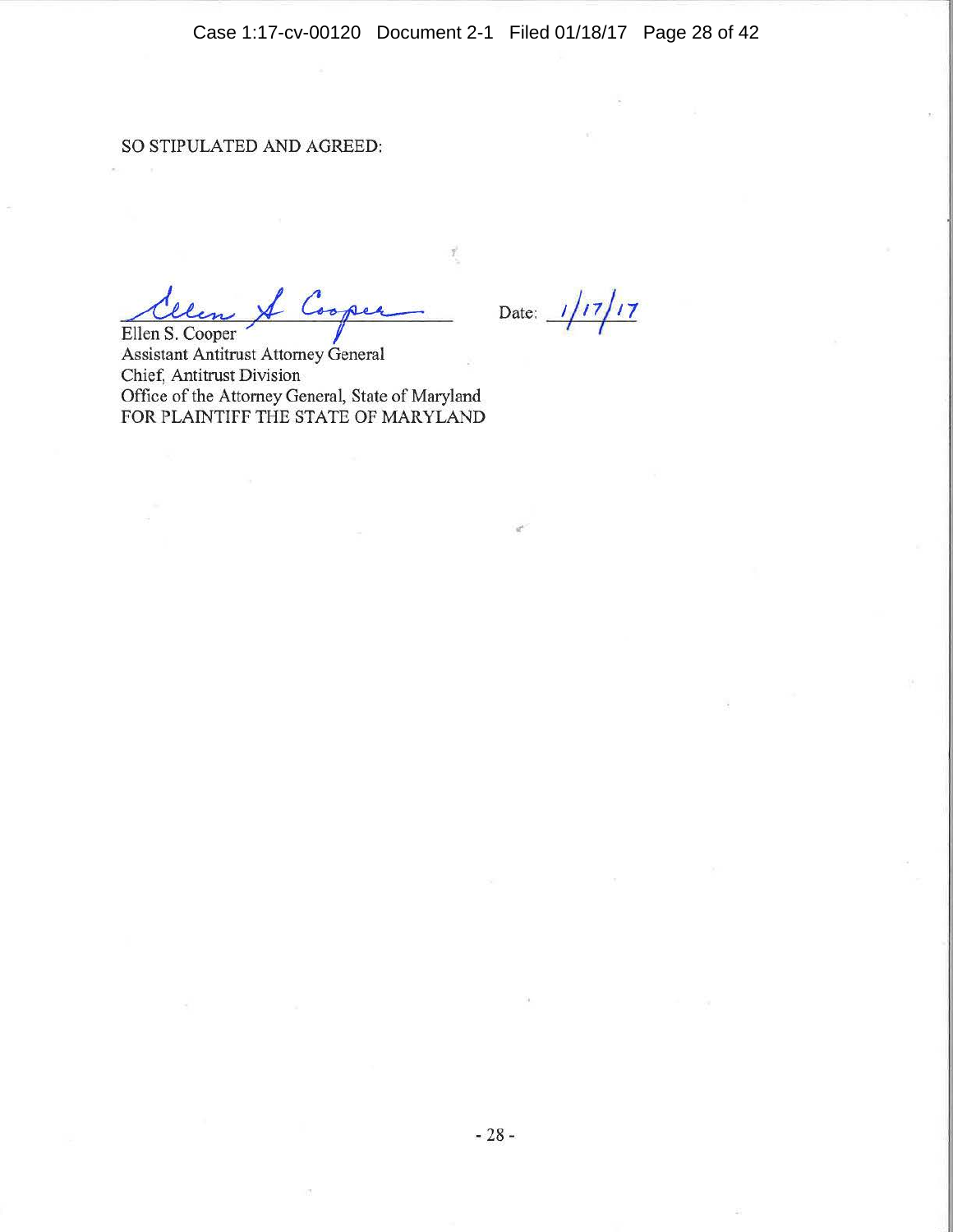SO STIPULATED AND AGREED:

Ellen S. Cooper Date: 1/17/17

Ellen S. Cooper
Assistant Antitrust Attorney General
Chief, Antitrust Division
Office of the Attorney General, State of Maryland
FOR PLAINTIFF THE STATE OF MARYLAND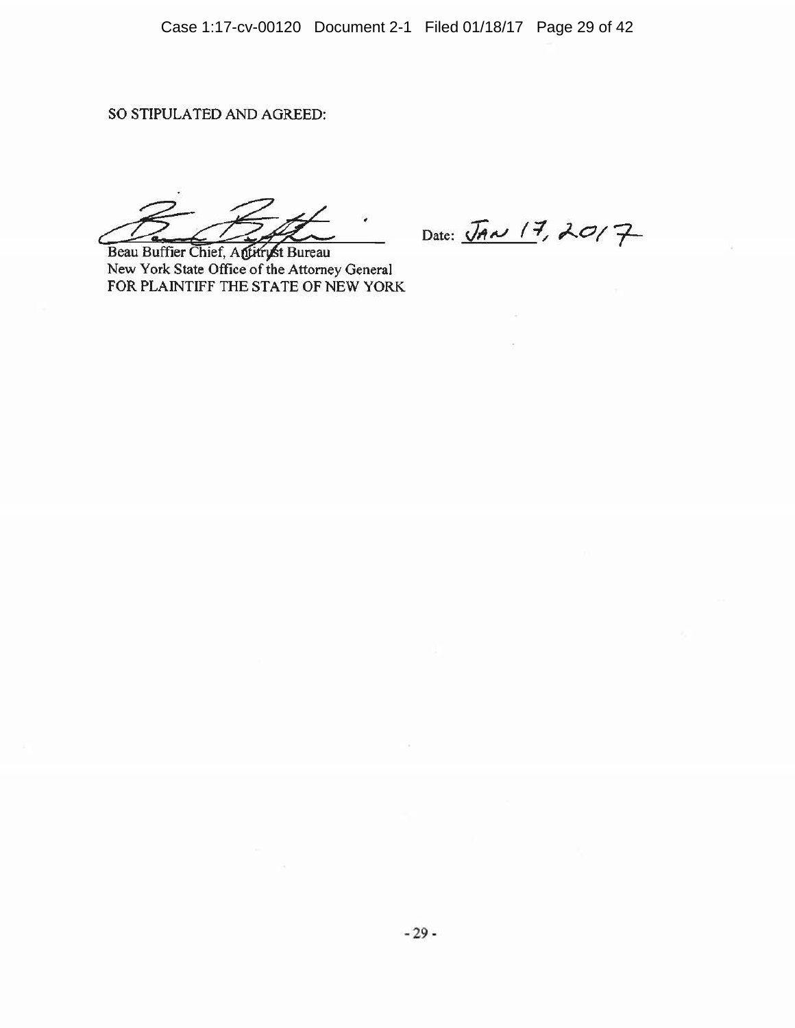SO STIPULATED AND AGREED:

Date: JAN 17, 2017

Beau Buffier Chief, Antitrust Bureau
New York State Office of the Attorney General
FOR PLAINTIFF THE STATE OF NEW YORK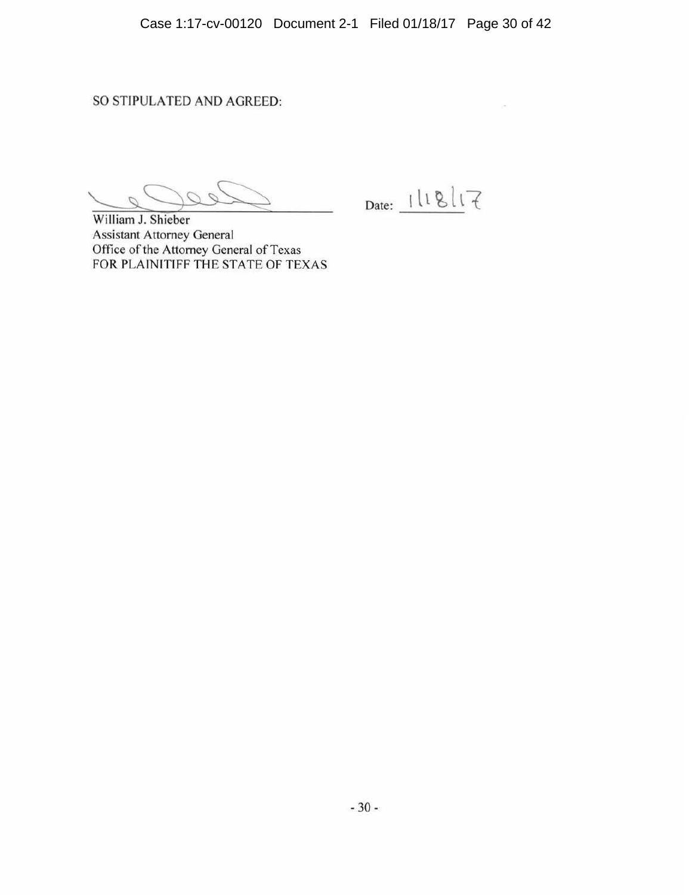SO STIPULATED AND AGREED:

\_\_\_\_\_\_\_\_\_\_\_\_\_\_\_\_\_\_\_\_\_\_\_\_\_\_\_\_ Date: 1/18/17

William J. Shieber
Assistant Attorney General
Office of the Attorney General of Texas
FOR PLAINITIFF THE STATE OF TEXAS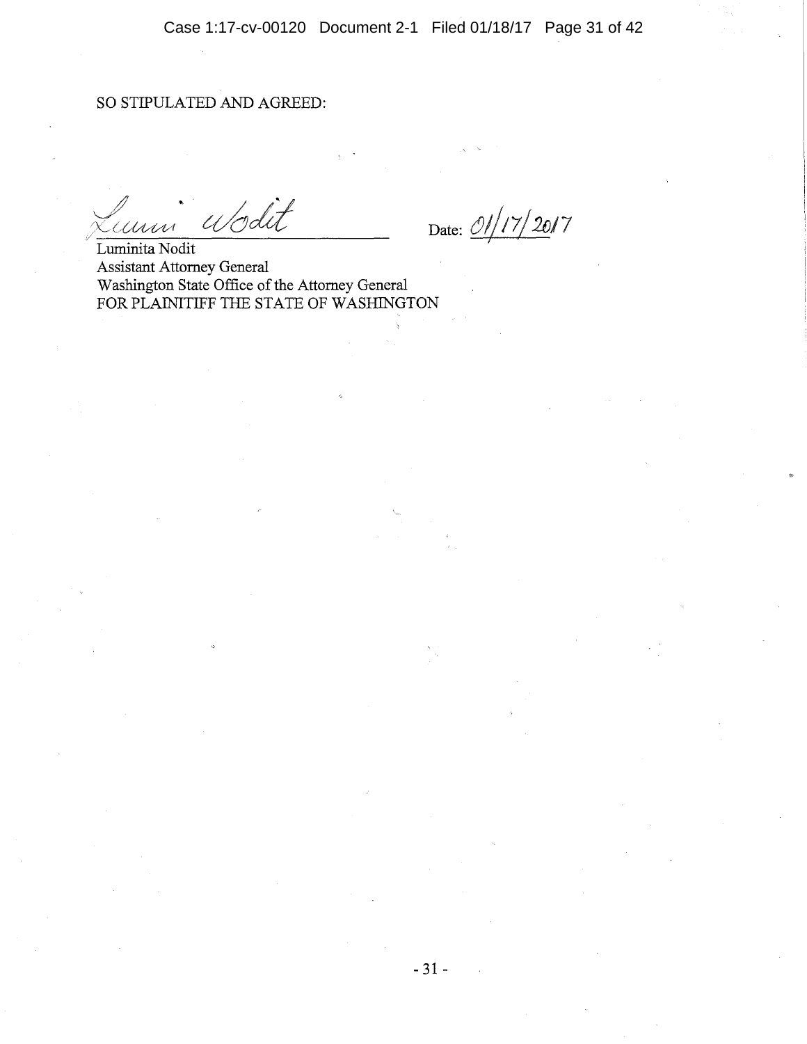SO STIPULATED AND AGREED:

Lumi Nodit ______________________ Date: 01/17/2017

Luminita Nodit
Assistant Attorney General
Washington State Office of the Attorney General
FOR PLAINITIFF THE STATE OF WASHINGTON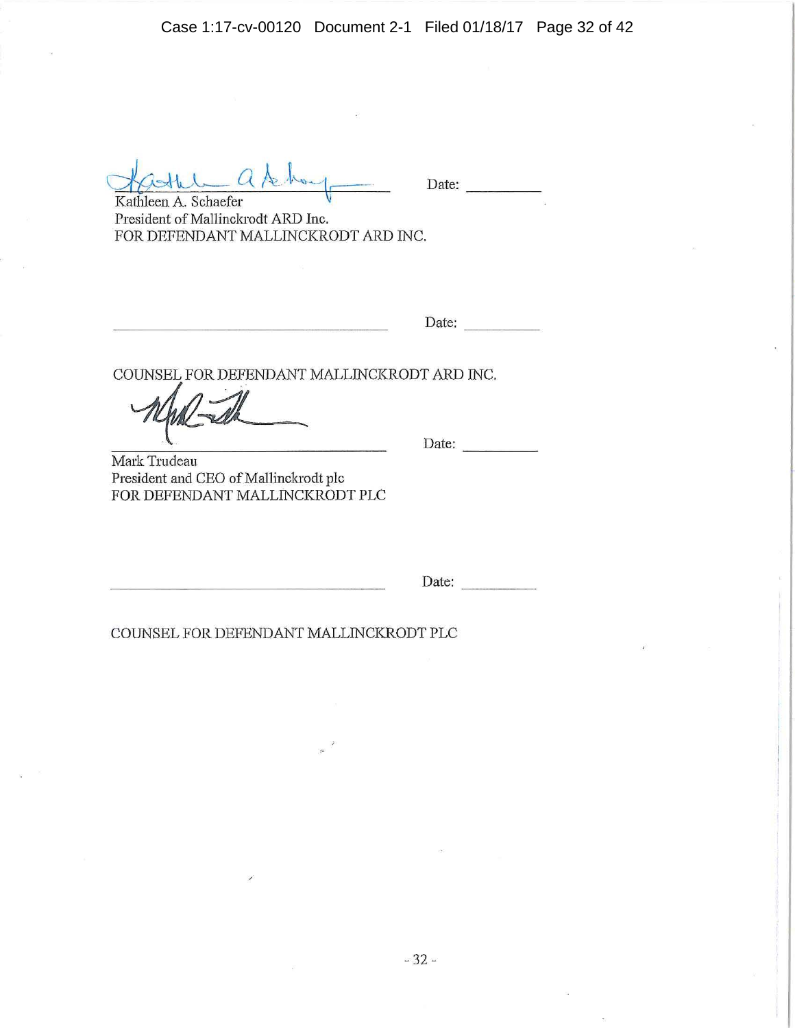[signature] Date: \_\_\_\_\_\_\_\_\_\_

Kathleen A. Schaefer
President of Mallinckrodt ARD Inc.
FOR DEFENDANT MALLINCKRODT ARD INC.

\_\_\_\_\_\_\_\_\_\_\_\_\_\_\_\_\_\_\_\_\_\_\_\_\_\_\_\_\_\_ Date: \_\_\_\_\_\_\_\_\_\_

COUNSEL FOR DEFENDANT MALLINCKRODT ARD INC.

[signature] Date: \_\_\_\_\_\_\_\_\_\_

Mark Trudeau
President and CEO of Mallinckrodt plc
FOR DEFENDANT MALLINCKRODT PLC

\_\_\_\_\_\_\_\_\_\_\_\_\_\_\_\_\_\_\_\_\_\_\_\_\_\_\_\_\_\_ Date: \_\_\_\_\_\_\_\_\_\_

COUNSEL FOR DEFENDANT MALLINCKRODT PLC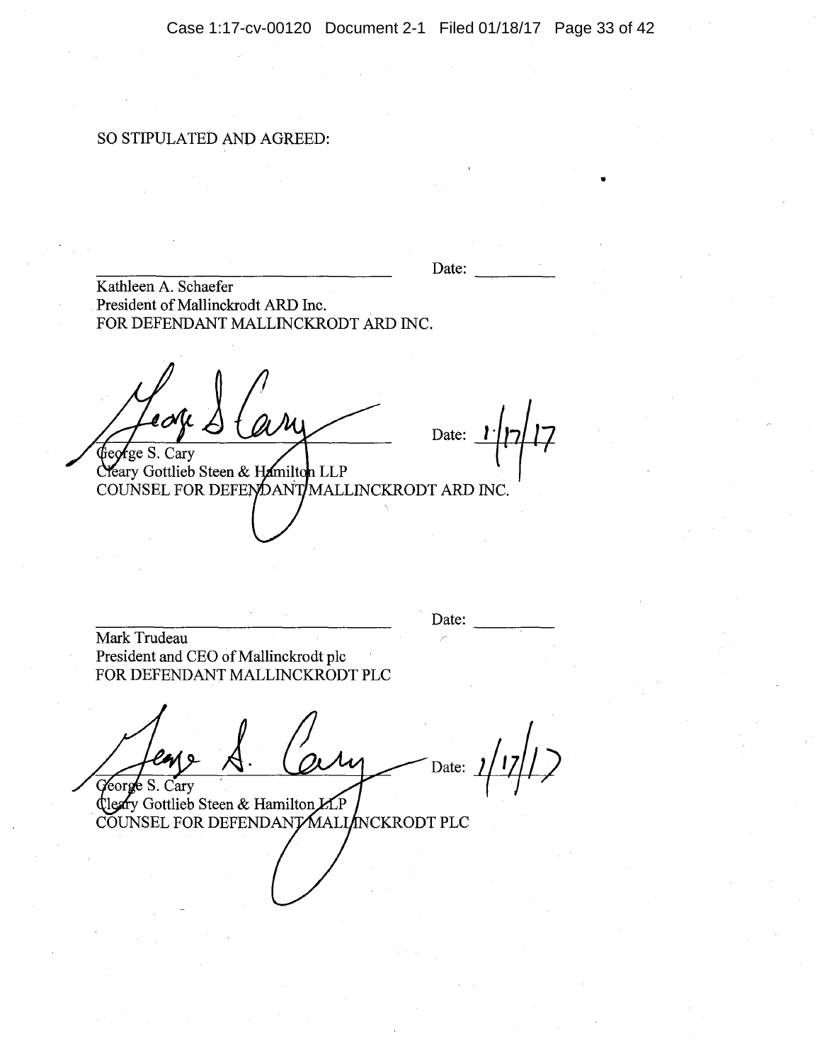SO STIPULATED AND AGREED:

_______________________________ Date: _________
Kathleen A. Schaefer
President of Mallinckrodt ARD Inc.
FOR DEFENDANT MALLINCKRODT ARD INC.

_______________________________ Date: 1/17/17
George S. Cary
Cleary Gottlieb Steen & Hamilton LLP
COUNSEL FOR DEFENDANT MALLINCKRODT ARD INC.

_______________________________ Date: _________
Mark Trudeau
President and CEO of Mallinckrodt plc
FOR DEFENDANT MALLINCKRODT PLC

_______________________________ Date: 1/17/17
George S. Cary
Cleary Gottlieb Steen & Hamilton LLP
COUNSEL FOR DEFENDANT MALLINCKRODT PLC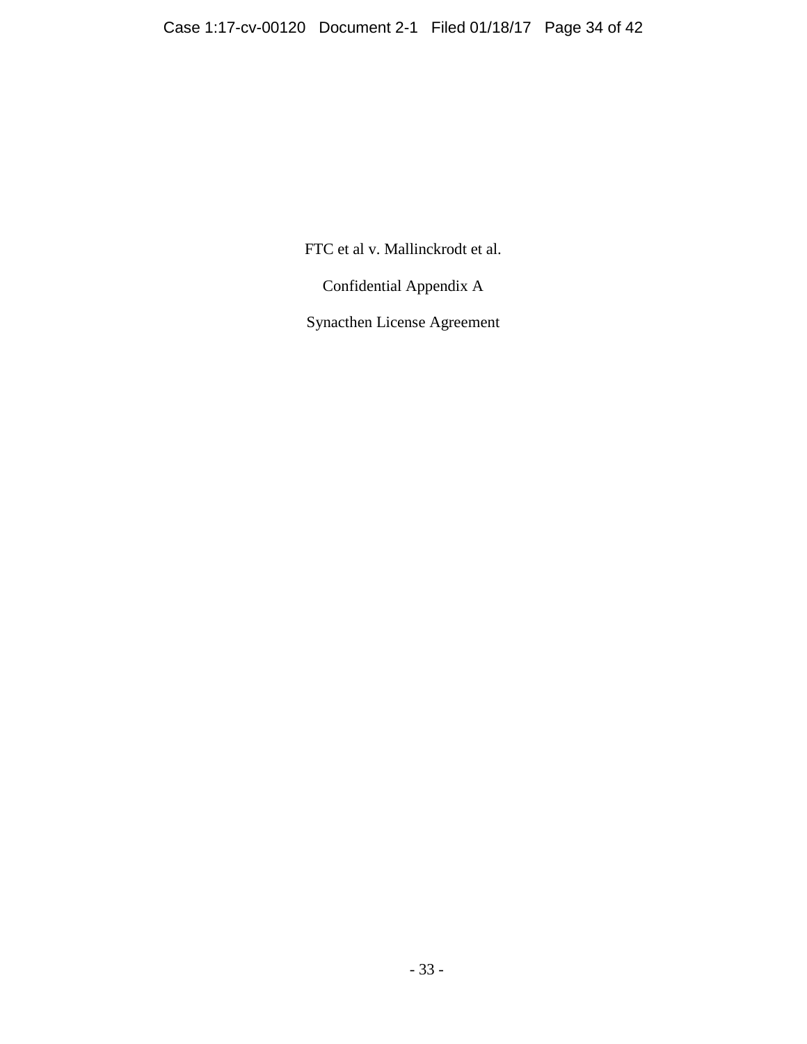FTC et al v. Mallinckrodt et al.

Confidential Appendix A

Synacthen License Agreement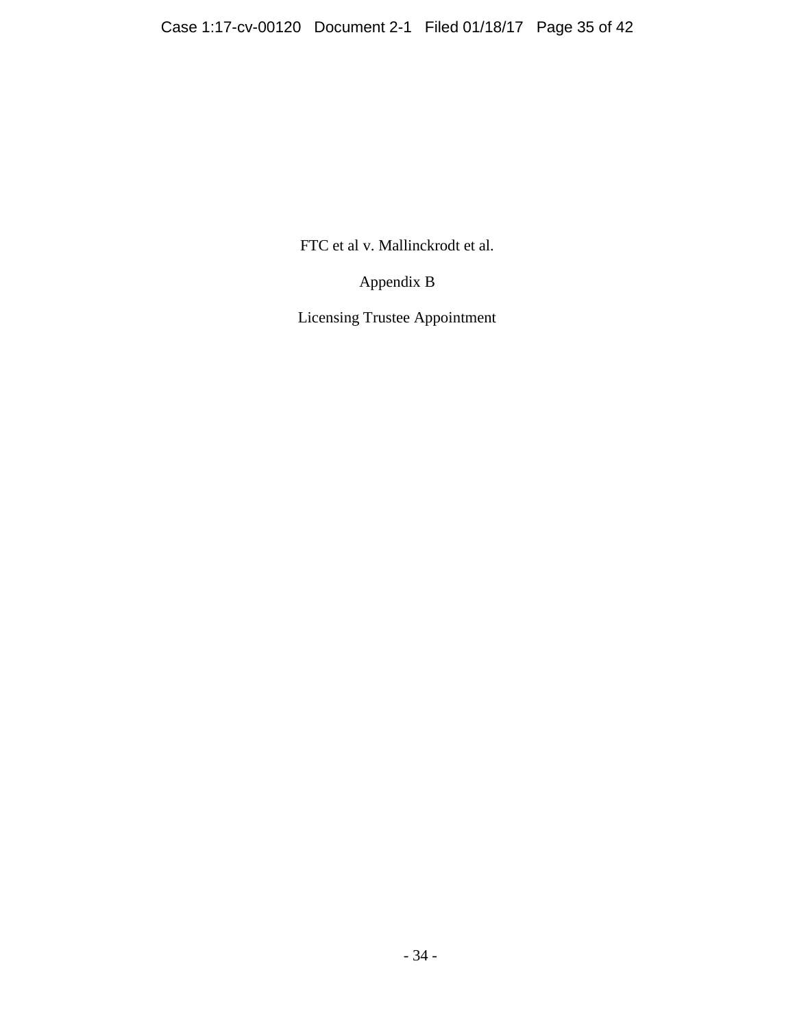FTC et al v. Mallinckrodt et al.

Appendix B

Licensing Trustee Appointment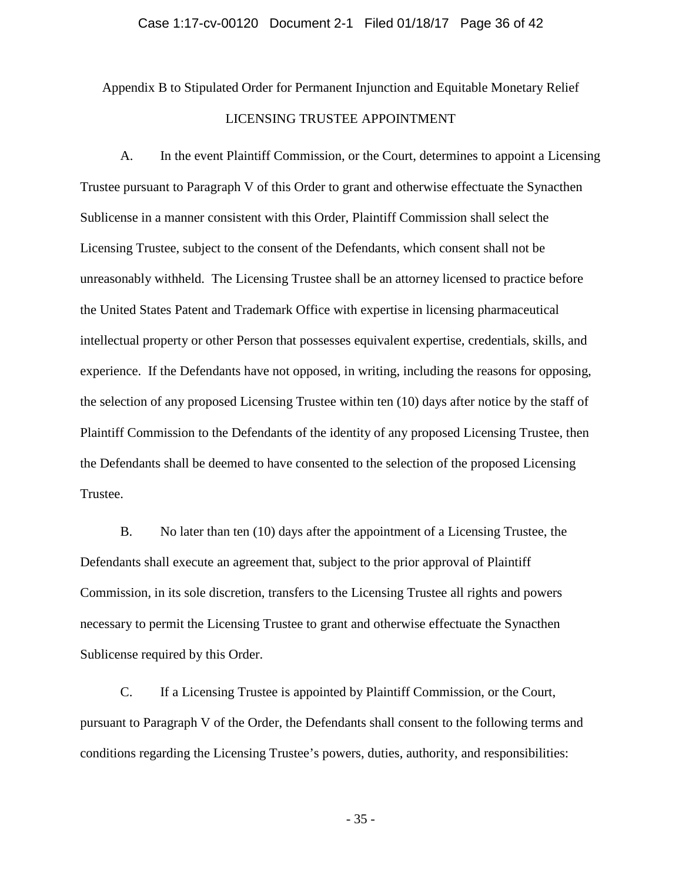Appendix B to Stipulated Order for Permanent Injunction and Equitable Monetary Relief

LICENSING TRUSTEE APPOINTMENT

A. In the event Plaintiff Commission, or the Court, determines to appoint a Licensing Trustee pursuant to Paragraph V of this Order to grant and otherwise effectuate the Synacthen Sublicense in a manner consistent with this Order, Plaintiff Commission shall select the Licensing Trustee, subject to the consent of the Defendants, which consent shall not be unreasonably withheld. The Licensing Trustee shall be an attorney licensed to practice before the United States Patent and Trademark Office with expertise in licensing pharmaceutical intellectual property or other Person that possesses equivalent expertise, credentials, skills, and experience. If the Defendants have not opposed, in writing, including the reasons for opposing, the selection of any proposed Licensing Trustee within ten (10) days after notice by the staff of Plaintiff Commission to the Defendants of the identity of any proposed Licensing Trustee, then the Defendants shall be deemed to have consented to the selection of the proposed Licensing Trustee.

B. No later than ten (10) days after the appointment of a Licensing Trustee, the Defendants shall execute an agreement that, subject to the prior approval of Plaintiff Commission, in its sole discretion, transfers to the Licensing Trustee all rights and powers necessary to permit the Licensing Trustee to grant and otherwise effectuate the Synacthen Sublicense required by this Order.

C. If a Licensing Trustee is appointed by Plaintiff Commission, or the Court, pursuant to Paragraph V of the Order, the Defendants shall consent to the following terms and conditions regarding the Licensing Trustee's powers, duties, authority, and responsibilities: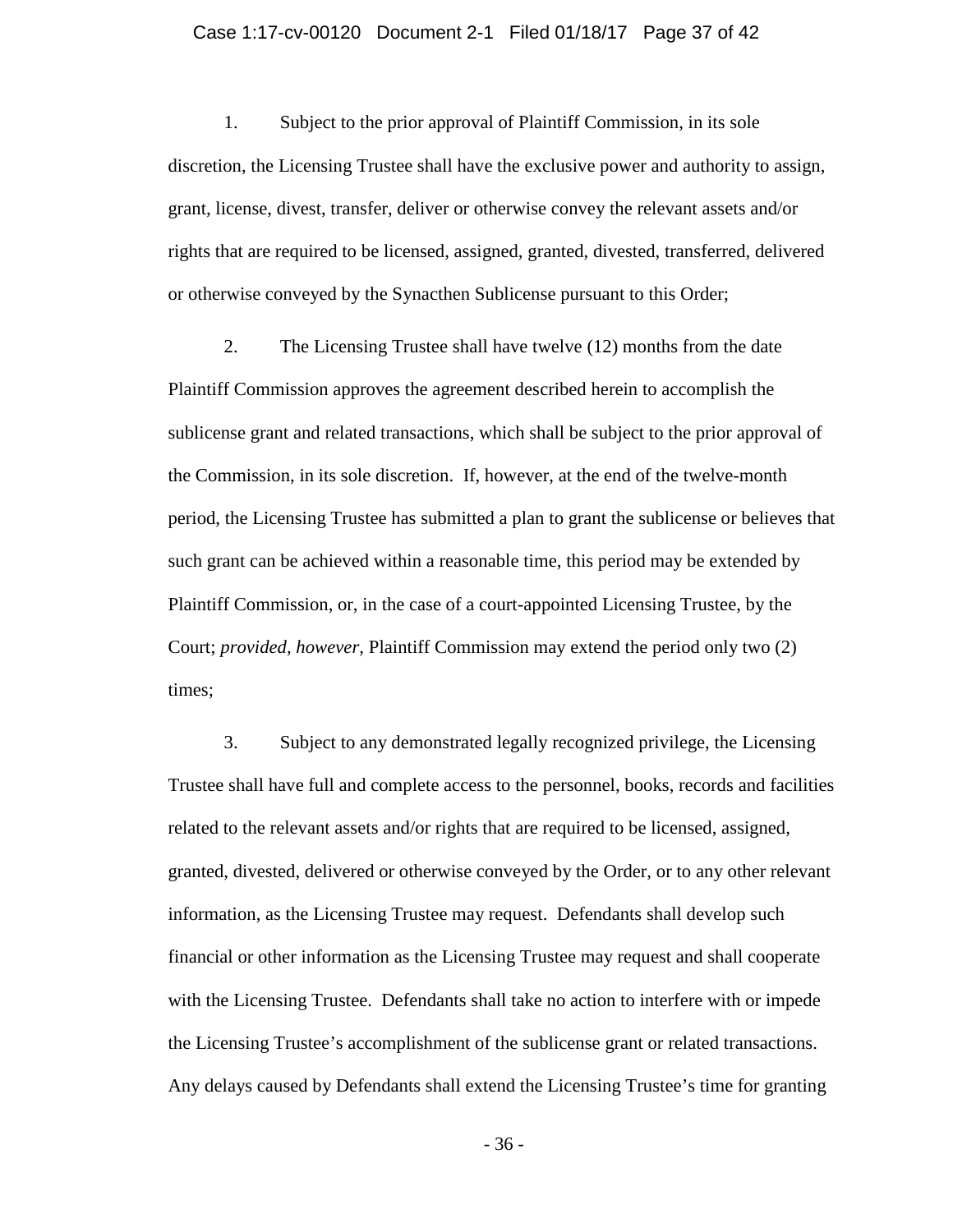1. Subject to the prior approval of Plaintiff Commission, in its sole discretion, the Licensing Trustee shall have the exclusive power and authority to assign, grant, license, divest, transfer, deliver or otherwise convey the relevant assets and/or rights that are required to be licensed, assigned, granted, divested, transferred, delivered or otherwise conveyed by the Synacthen Sublicense pursuant to this Order;

2. The Licensing Trustee shall have twelve (12) months from the date Plaintiff Commission approves the agreement described herein to accomplish the sublicense grant and related transactions, which shall be subject to the prior approval of the Commission, in its sole discretion. If, however, at the end of the twelve-month period, the Licensing Trustee has submitted a plan to grant the sublicense or believes that such grant can be achieved within a reasonable time, this period may be extended by Plaintiff Commission, or, in the case of a court-appointed Licensing Trustee, by the Court; *provided, however,* Plaintiff Commission may extend the period only two (2) times;

3. Subject to any demonstrated legally recognized privilege, the Licensing Trustee shall have full and complete access to the personnel, books, records and facilities related to the relevant assets and/or rights that are required to be licensed, assigned, granted, divested, delivered or otherwise conveyed by the Order, or to any other relevant information, as the Licensing Trustee may request. Defendants shall develop such financial or other information as the Licensing Trustee may request and shall cooperate with the Licensing Trustee. Defendants shall take no action to interfere with or impede the Licensing Trustee's accomplishment of the sublicense grant or related transactions. Any delays caused by Defendants shall extend the Licensing Trustee's time for granting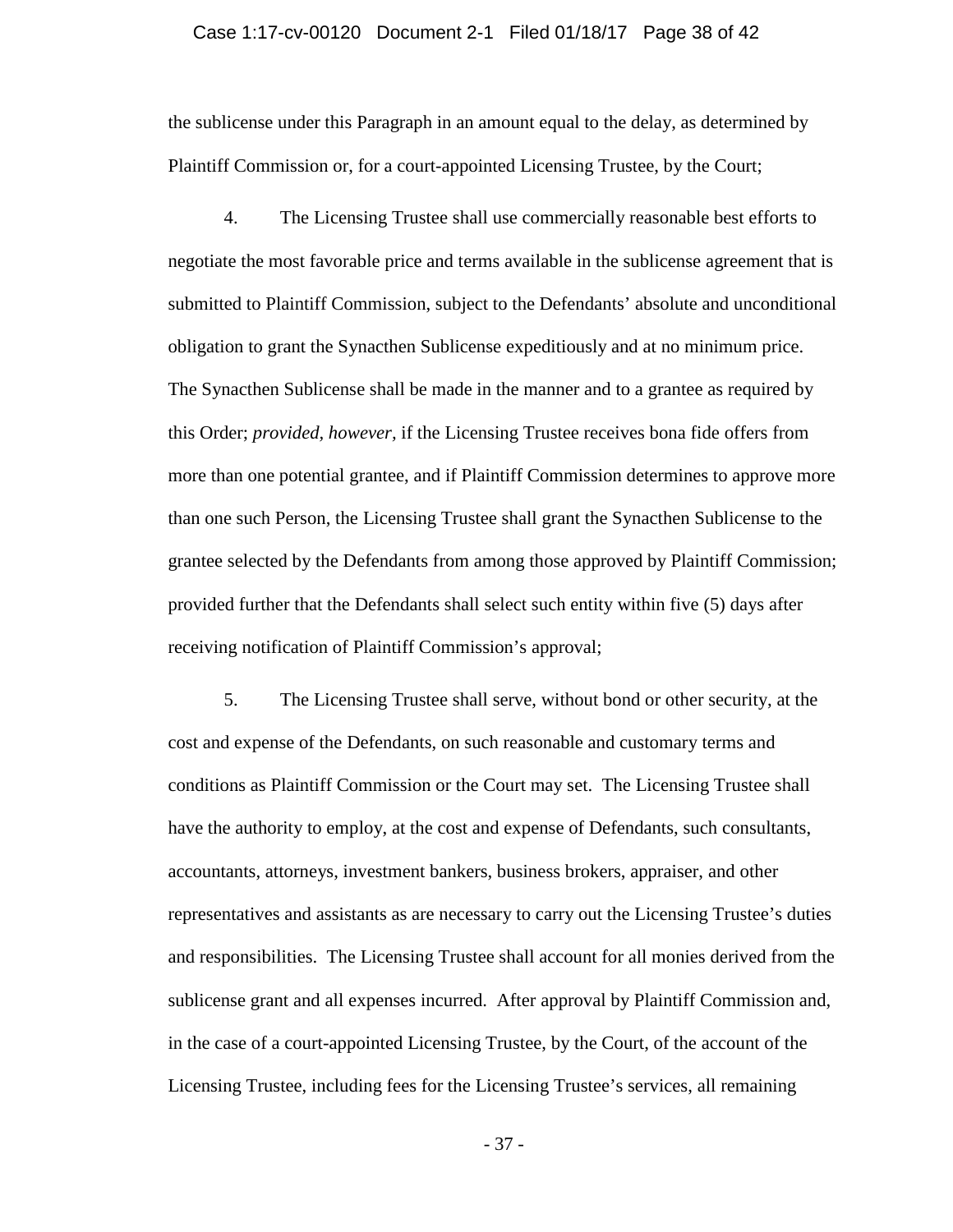the sublicense under this Paragraph in an amount equal to the delay, as determined by Plaintiff Commission or, for a court-appointed Licensing Trustee, by the Court;

4. The Licensing Trustee shall use commercially reasonable best efforts to negotiate the most favorable price and terms available in the sublicense agreement that is submitted to Plaintiff Commission, subject to the Defendants' absolute and unconditional obligation to grant the Synacthen Sublicense expeditiously and at no minimum price. The Synacthen Sublicense shall be made in the manner and to a grantee as required by this Order; *provided, however,* if the Licensing Trustee receives bona fide offers from more than one potential grantee, and if Plaintiff Commission determines to approve more than one such Person, the Licensing Trustee shall grant the Synacthen Sublicense to the grantee selected by the Defendants from among those approved by Plaintiff Commission; provided further that the Defendants shall select such entity within five (5) days after receiving notification of Plaintiff Commission's approval;

5. The Licensing Trustee shall serve, without bond or other security, at the cost and expense of the Defendants, on such reasonable and customary terms and conditions as Plaintiff Commission or the Court may set. The Licensing Trustee shall have the authority to employ, at the cost and expense of Defendants, such consultants, accountants, attorneys, investment bankers, business brokers, appraiser, and other representatives and assistants as are necessary to carry out the Licensing Trustee's duties and responsibilities. The Licensing Trustee shall account for all monies derived from the sublicense grant and all expenses incurred. After approval by Plaintiff Commission and, in the case of a court-appointed Licensing Trustee, by the Court, of the account of the Licensing Trustee, including fees for the Licensing Trustee's services, all remaining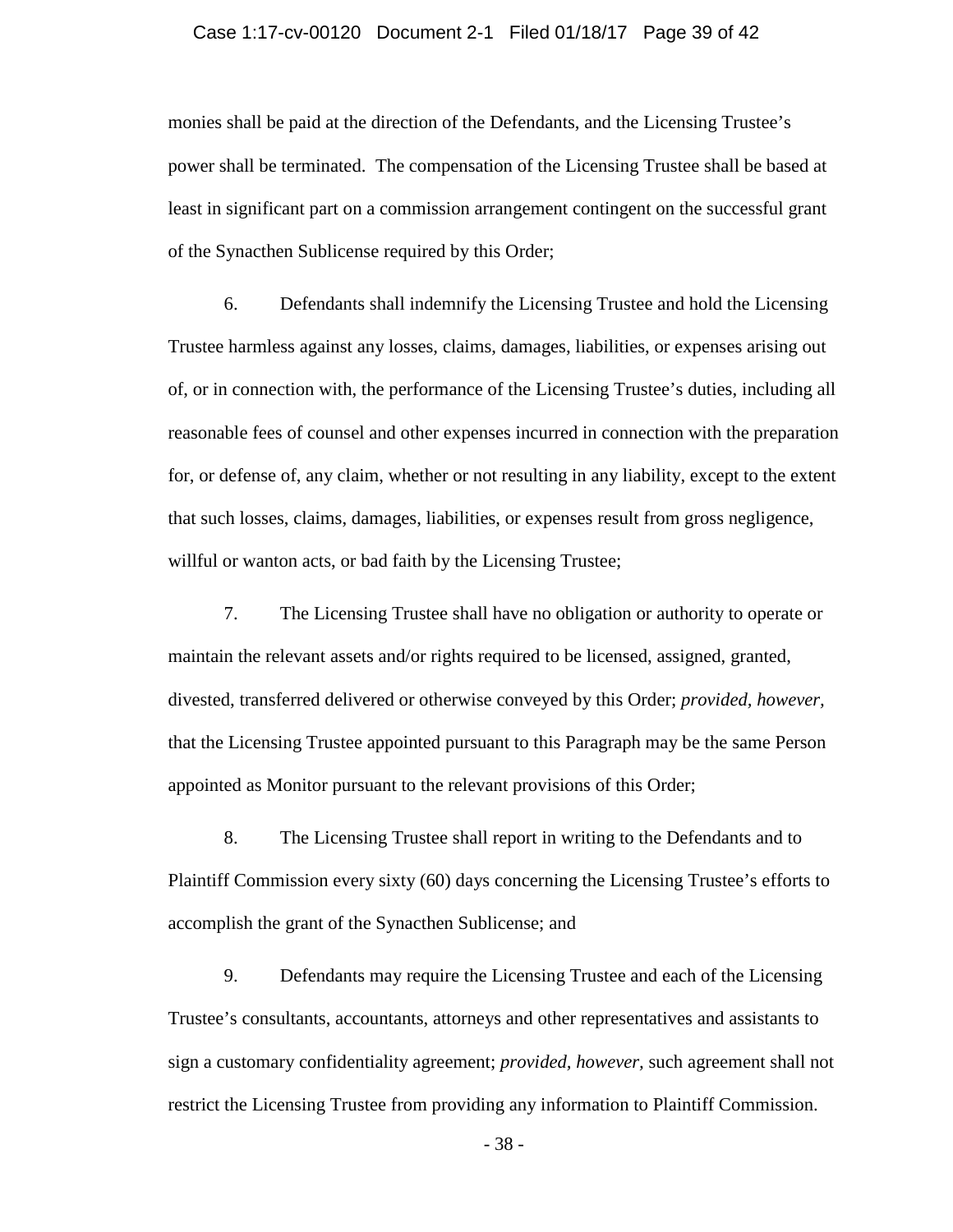monies shall be paid at the direction of the Defendants, and the Licensing Trustee's power shall be terminated. The compensation of the Licensing Trustee shall be based at least in significant part on a commission arrangement contingent on the successful grant of the Synacthen Sublicense required by this Order;

6. Defendants shall indemnify the Licensing Trustee and hold the Licensing Trustee harmless against any losses, claims, damages, liabilities, or expenses arising out of, or in connection with, the performance of the Licensing Trustee's duties, including all reasonable fees of counsel and other expenses incurred in connection with the preparation for, or defense of, any claim, whether or not resulting in any liability, except to the extent that such losses, claims, damages, liabilities, or expenses result from gross negligence, willful or wanton acts, or bad faith by the Licensing Trustee;

7. The Licensing Trustee shall have no obligation or authority to operate or maintain the relevant assets and/or rights required to be licensed, assigned, granted, divested, transferred delivered or otherwise conveyed by this Order; *provided, however,* that the Licensing Trustee appointed pursuant to this Paragraph may be the same Person appointed as Monitor pursuant to the relevant provisions of this Order;

8. The Licensing Trustee shall report in writing to the Defendants and to Plaintiff Commission every sixty (60) days concerning the Licensing Trustee's efforts to accomplish the grant of the Synacthen Sublicense; and

9. Defendants may require the Licensing Trustee and each of the Licensing Trustee's consultants, accountants, attorneys and other representatives and assistants to sign a customary confidentiality agreement; *provided, however,* such agreement shall not restrict the Licensing Trustee from providing any information to Plaintiff Commission.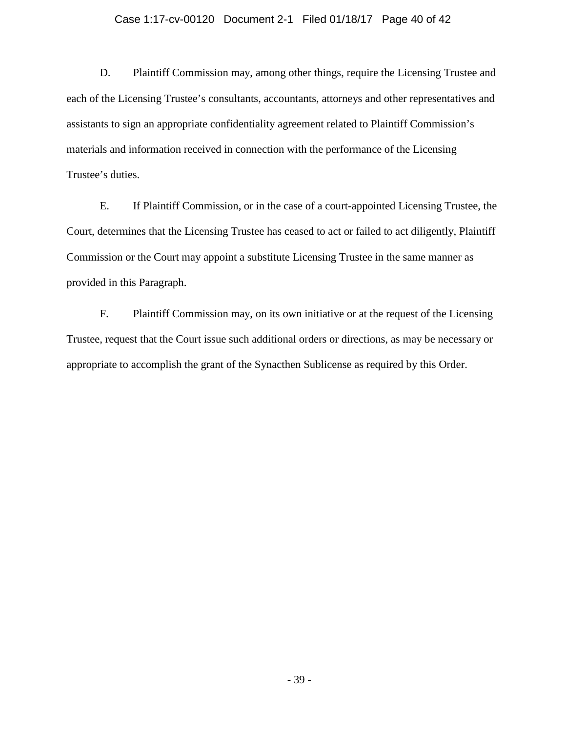D. Plaintiff Commission may, among other things, require the Licensing Trustee and each of the Licensing Trustee's consultants, accountants, attorneys and other representatives and assistants to sign an appropriate confidentiality agreement related to Plaintiff Commission's materials and information received in connection with the performance of the Licensing Trustee's duties.

E. If Plaintiff Commission, or in the case of a court-appointed Licensing Trustee, the Court, determines that the Licensing Trustee has ceased to act or failed to act diligently, Plaintiff Commission or the Court may appoint a substitute Licensing Trustee in the same manner as provided in this Paragraph.

F. Plaintiff Commission may, on its own initiative or at the request of the Licensing Trustee, request that the Court issue such additional orders or directions, as may be necessary or appropriate to accomplish the grant of the Synacthen Sublicense as required by this Order.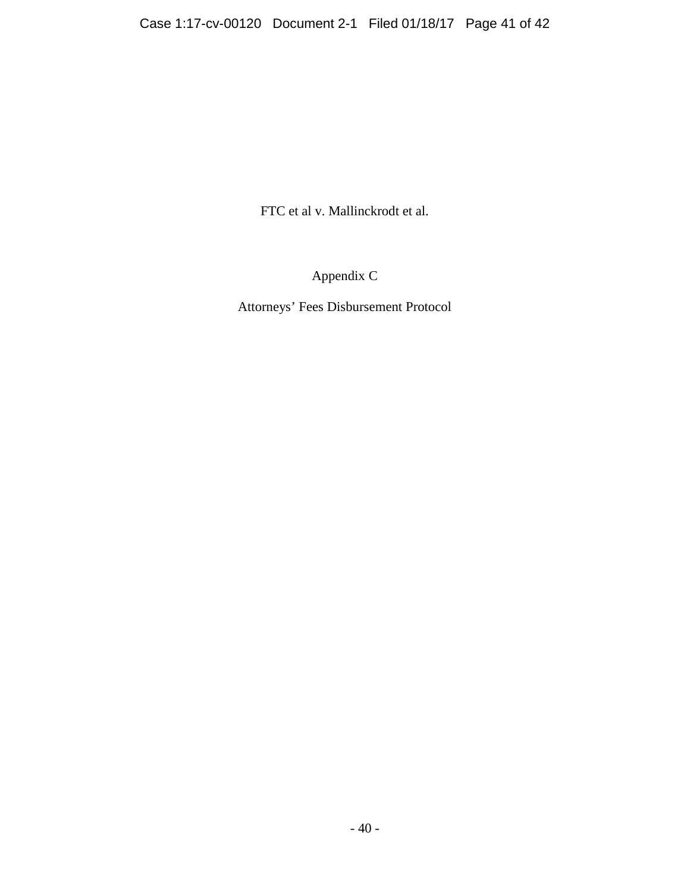FTC et al v. Mallinckrodt et al.

Appendix C

Attorneys' Fees Disbursement Protocol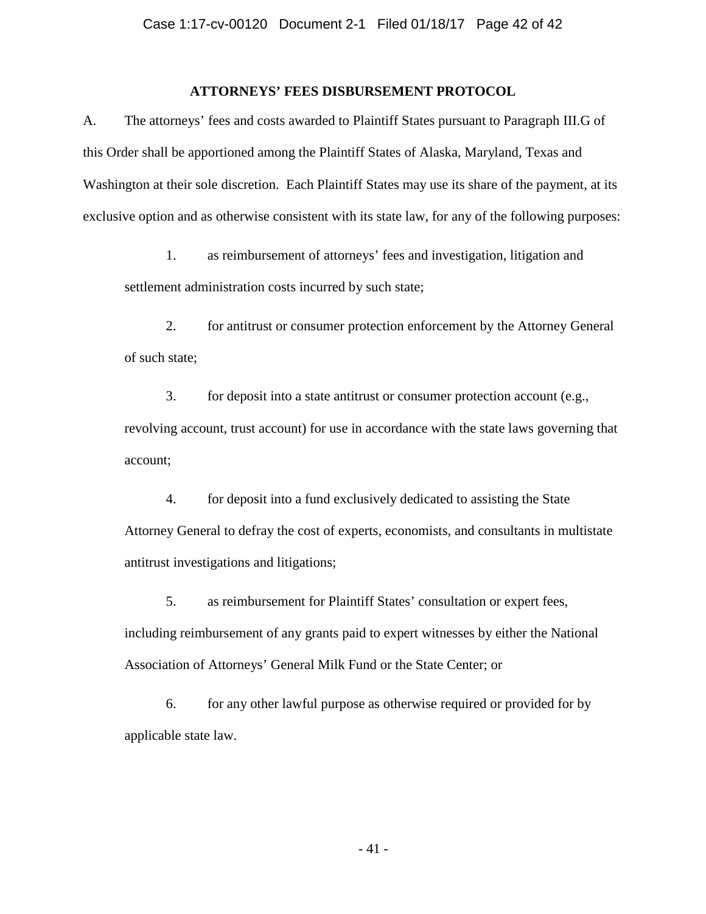**ATTORNEYS' FEES DISBURSEMENT PROTOCOL**

A. The attorneys' fees and costs awarded to Plaintiff States pursuant to Paragraph III.G of this Order shall be apportioned among the Plaintiff States of Alaska, Maryland, Texas and Washington at their sole discretion. Each Plaintiff States may use its share of the payment, at its exclusive option and as otherwise consistent with its state law, for any of the following purposes:

1. as reimbursement of attorneys' fees and investigation, litigation and settlement administration costs incurred by such state;

2. for antitrust or consumer protection enforcement by the Attorney General of such state;

3. for deposit into a state antitrust or consumer protection account (e.g., revolving account, trust account) for use in accordance with the state laws governing that account;

4. for deposit into a fund exclusively dedicated to assisting the State Attorney General to defray the cost of experts, economists, and consultants in multistate antitrust investigations and litigations;

5. as reimbursement for Plaintiff States' consultation or expert fees, including reimbursement of any grants paid to expert witnesses by either the National Association of Attorneys' General Milk Fund or the State Center; or

6. for any other lawful purpose as otherwise required or provided for by applicable state law.